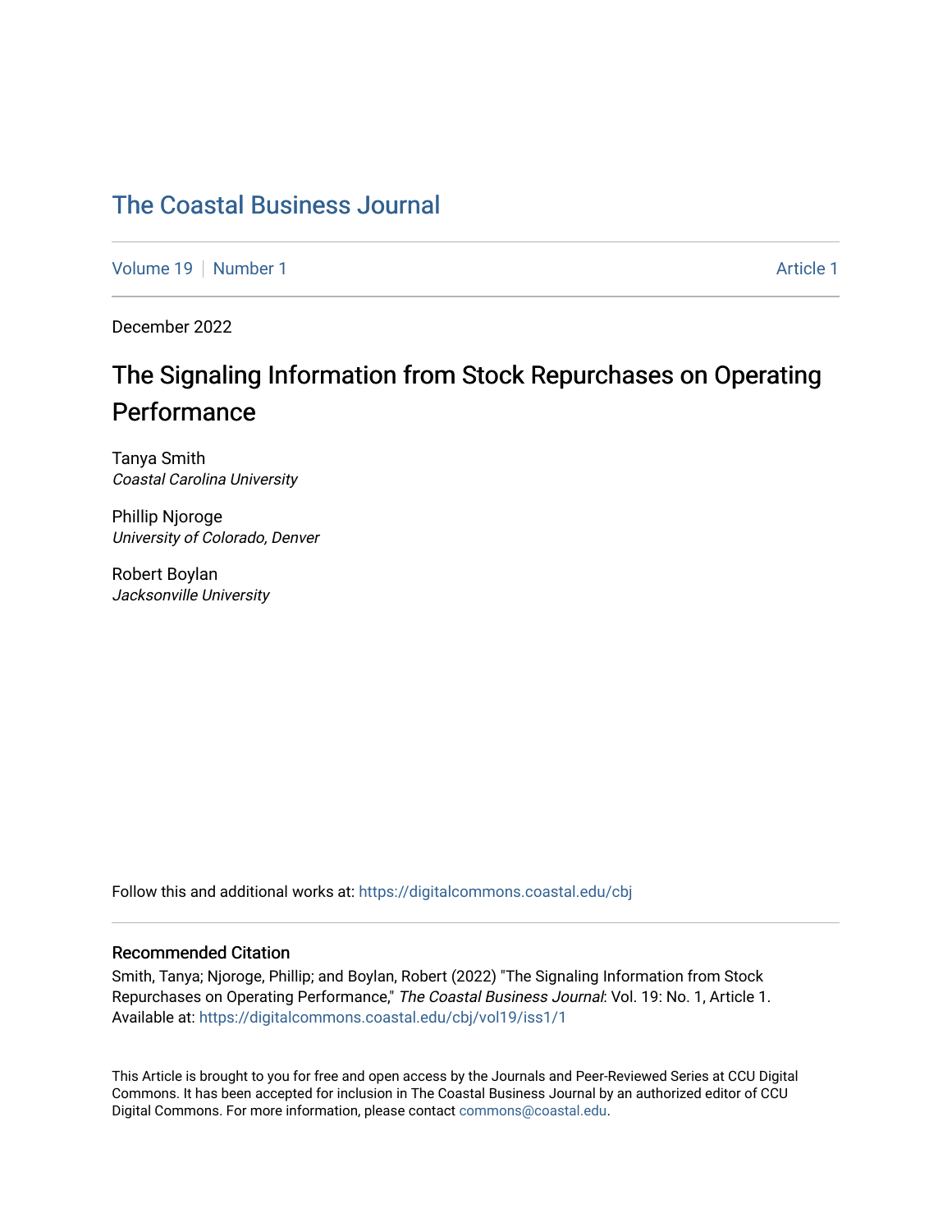# The Coastal Business Journal

Volume 19 | Number 1 | Article 1

December 2022

## The Signaling Information from Stock Repurchases on Operating Performance

Tanya Smith
*Coastal Carolina University*

Phillip Njoroge
*University of Colorado, Denver*

Robert Boylan
*Jacksonville University*

Follow this and additional works at: https://digitalcommons.coastal.edu/cbj

### Recommended Citation

Smith, Tanya; Njoroge, Phillip; and Boylan, Robert (2022) "The Signaling Information from Stock Repurchases on Operating Performance," *The Coastal Business Journal*: Vol. 19: No. 1, Article 1.
Available at: https://digitalcommons.coastal.edu/cbj/vol19/iss1/1

This Article is brought to you for free and open access by the Journals and Peer-Reviewed Series at CCU Digital Commons. It has been accepted for inclusion in The Coastal Business Journal by an authorized editor of CCU Digital Commons. For more information, please contact commons@coastal.edu.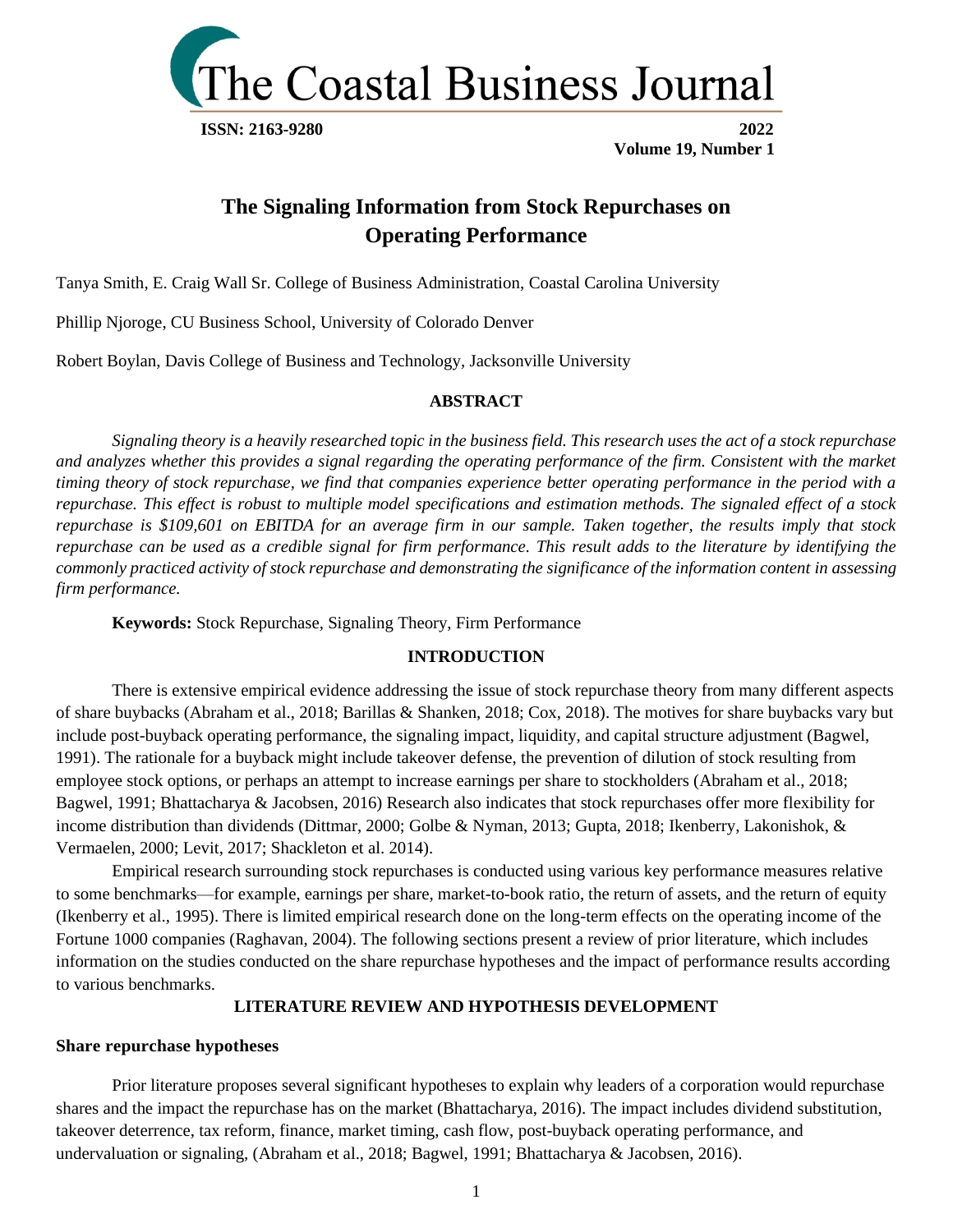# The Signaling Information from Stock Repurchases on Operating Performance

Tanya Smith, E. Craig Wall Sr. College of Business Administration, Coastal Carolina University

Phillip Njoroge, CU Business School, University of Colorado Denver

Robert Boylan, Davis College of Business and Technology, Jacksonville University

## ABSTRACT

*Signaling theory is a heavily researched topic in the business field. This research uses the act of a stock repurchase and analyzes whether this provides a signal regarding the operating performance of the firm. Consistent with the market timing theory of stock repurchase, we find that companies experience better operating performance in the period with a repurchase. This effect is robust to multiple model specifications and estimation methods. The signaled effect of a stock repurchase is $109,601 on EBITDA for an average firm in our sample. Taken together, the results imply that stock repurchase can be used as a credible signal for firm performance. This result adds to the literature by identifying the commonly practiced activity of stock repurchase and demonstrating the significance of the information content in assessing firm performance.*

**Keywords:** Stock Repurchase, Signaling Theory, Firm Performance

## INTRODUCTION

There is extensive empirical evidence addressing the issue of stock repurchase theory from many different aspects of share buybacks (Abraham et al., 2018; Barillas & Shanken, 2018; Cox, 2018). The motives for share buybacks vary but include post-buyback operating performance, the signaling impact, liquidity, and capital structure adjustment (Bagwel, 1991). The rationale for a buyback might include takeover defense, the prevention of dilution of stock resulting from employee stock options, or perhaps an attempt to increase earnings per share to stockholders (Abraham et al., 2018; Bagwel, 1991; Bhattacharya & Jacobsen, 2016) Research also indicates that stock repurchases offer more flexibility for income distribution than dividends (Dittmar, 2000; Golbe & Nyman, 2013; Gupta, 2018; Ikenberry, Lakonishok, & Vermaelen, 2000; Levit, 2017; Shackleton et al. 2014).

Empirical research surrounding stock repurchases is conducted using various key performance measures relative to some benchmarks—for example, earnings per share, market-to-book ratio, the return of assets, and the return of equity (Ikenberry et al., 1995). There is limited empirical research done on the long-term effects on the operating income of the Fortune 1000 companies (Raghavan, 2004). The following sections present a review of prior literature, which includes information on the studies conducted on the share repurchase hypotheses and the impact of performance results according to various benchmarks.

## LITERATURE REVIEW AND HYPOTHESIS DEVELOPMENT

### Share repurchase hypotheses

Prior literature proposes several significant hypotheses to explain why leaders of a corporation would repurchase shares and the impact the repurchase has on the market (Bhattacharya, 2016). The impact includes dividend substitution, takeover deterrence, tax reform, finance, market timing, cash flow, post-buyback operating performance, and undervaluation or signaling, (Abraham et al., 2018; Bagwel, 1991; Bhattacharya & Jacobsen, 2016).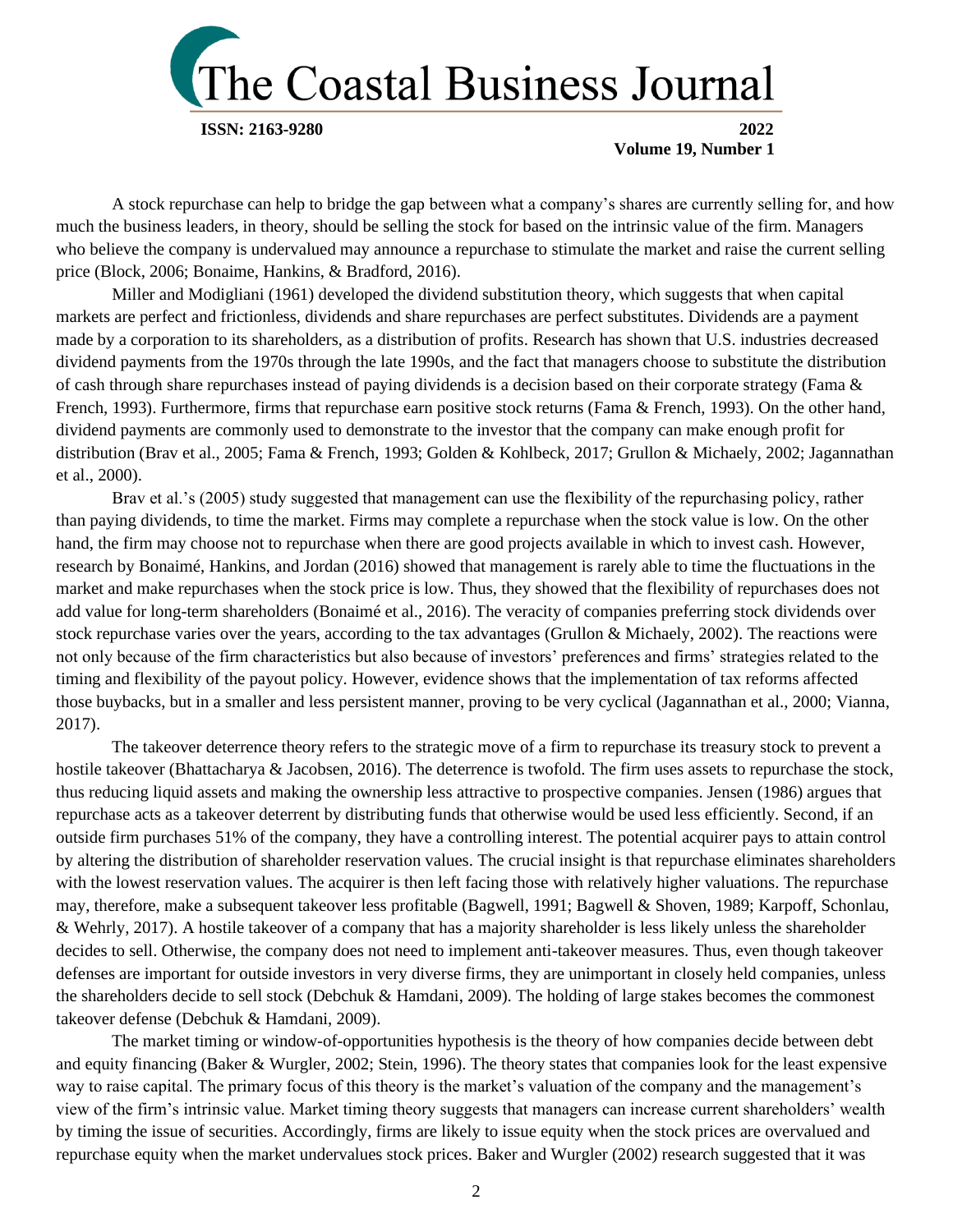A stock repurchase can help to bridge the gap between what a company's shares are currently selling for, and how much the business leaders, in theory, should be selling the stock for based on the intrinsic value of the firm. Managers who believe the company is undervalued may announce a repurchase to stimulate the market and raise the current selling price (Block, 2006; Bonaime, Hankins, & Bradford, 2016).

Miller and Modigliani (1961) developed the dividend substitution theory, which suggests that when capital markets are perfect and frictionless, dividends and share repurchases are perfect substitutes. Dividends are a payment made by a corporation to its shareholders, as a distribution of profits. Research has shown that U.S. industries decreased dividend payments from the 1970s through the late 1990s, and the fact that managers choose to substitute the distribution of cash through share repurchases instead of paying dividends is a decision based on their corporate strategy (Fama & French, 1993). Furthermore, firms that repurchase earn positive stock returns (Fama & French, 1993). On the other hand, dividend payments are commonly used to demonstrate to the investor that the company can make enough profit for distribution (Brav et al., 2005; Fama & French, 1993; Golden & Kohlbeck, 2017; Grullon & Michaely, 2002; Jagannathan et al., 2000).

Brav et al.'s (2005) study suggested that management can use the flexibility of the repurchasing policy, rather than paying dividends, to time the market. Firms may complete a repurchase when the stock value is low. On the other hand, the firm may choose not to repurchase when there are good projects available in which to invest cash. However, research by Bonaimé, Hankins, and Jordan (2016) showed that management is rarely able to time the fluctuations in the market and make repurchases when the stock price is low. Thus, they showed that the flexibility of repurchases does not add value for long-term shareholders (Bonaimé et al., 2016). The veracity of companies preferring stock dividends over stock repurchase varies over the years, according to the tax advantages (Grullon & Michaely, 2002). The reactions were not only because of the firm characteristics but also because of investors' preferences and firms' strategies related to the timing and flexibility of the payout policy. However, evidence shows that the implementation of tax reforms affected those buybacks, but in a smaller and less persistent manner, proving to be very cyclical (Jagannathan et al., 2000; Vianna, 2017).

The takeover deterrence theory refers to the strategic move of a firm to repurchase its treasury stock to prevent a hostile takeover (Bhattacharya & Jacobsen, 2016). The deterrence is twofold. The firm uses assets to repurchase the stock, thus reducing liquid assets and making the ownership less attractive to prospective companies. Jensen (1986) argues that repurchase acts as a takeover deterrent by distributing funds that otherwise would be used less efficiently. Second, if an outside firm purchases 51% of the company, they have a controlling interest. The potential acquirer pays to attain control by altering the distribution of shareholder reservation values. The crucial insight is that repurchase eliminates shareholders with the lowest reservation values. The acquirer is then left facing those with relatively higher valuations. The repurchase may, therefore, make a subsequent takeover less profitable (Bagwell, 1991; Bagwell & Shoven, 1989; Karpoff, Schonlau, & Wehrly, 2017). A hostile takeover of a company that has a majority shareholder is less likely unless the shareholder decides to sell. Otherwise, the company does not need to implement anti-takeover measures. Thus, even though takeover defenses are important for outside investors in very diverse firms, they are unimportant in closely held companies, unless the shareholders decide to sell stock (Debchuk & Hamdani, 2009). The holding of large stakes becomes the commonest takeover defense (Debchuk & Hamdani, 2009).

The market timing or window-of-opportunities hypothesis is the theory of how companies decide between debt and equity financing (Baker & Wurgler, 2002; Stein, 1996). The theory states that companies look for the least expensive way to raise capital. The primary focus of this theory is the market's valuation of the company and the management's view of the firm's intrinsic value. Market timing theory suggests that managers can increase current shareholders' wealth by timing the issue of securities. Accordingly, firms are likely to issue equity when the stock prices are overvalued and repurchase equity when the market undervalues stock prices. Baker and Wurgler (2002) research suggested that it was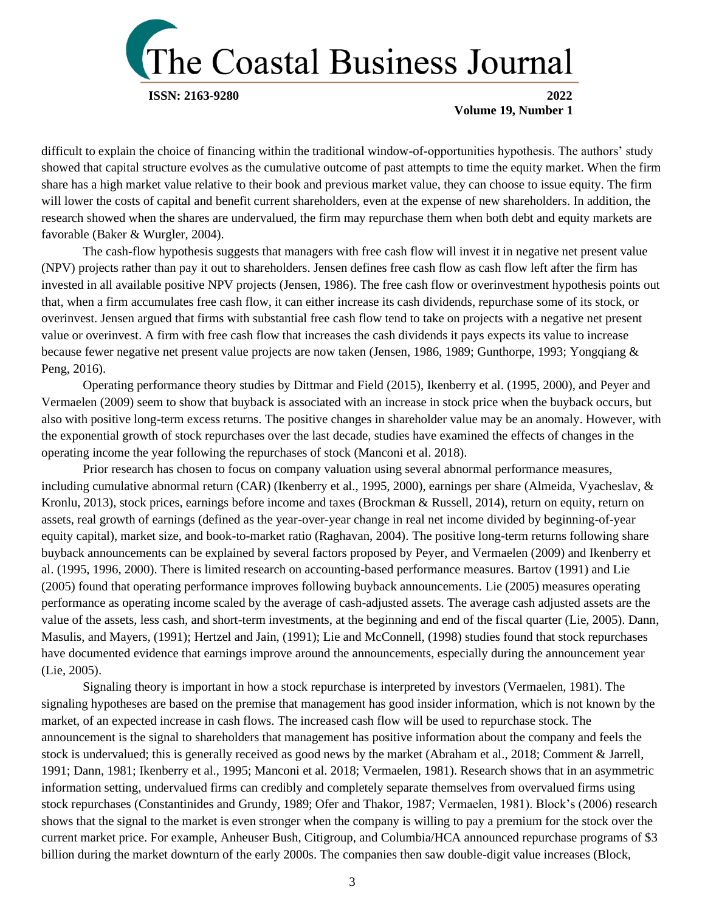difficult to explain the choice of financing within the traditional window-of-opportunities hypothesis. The authors' study showed that capital structure evolves as the cumulative outcome of past attempts to time the equity market. When the firm share has a high market value relative to their book and previous market value, they can choose to issue equity. The firm will lower the costs of capital and benefit current shareholders, even at the expense of new shareholders. In addition, the research showed when the shares are undervalued, the firm may repurchase them when both debt and equity markets are favorable (Baker & Wurgler, 2004).

The cash-flow hypothesis suggests that managers with free cash flow will invest it in negative net present value (NPV) projects rather than pay it out to shareholders. Jensen defines free cash flow as cash flow left after the firm has invested in all available positive NPV projects (Jensen, 1986). The free cash flow or overinvestment hypothesis points out that, when a firm accumulates free cash flow, it can either increase its cash dividends, repurchase some of its stock, or overinvest. Jensen argued that firms with substantial free cash flow tend to take on projects with a negative net present value or overinvest. A firm with free cash flow that increases the cash dividends it pays expects its value to increase because fewer negative net present value projects are now taken (Jensen, 1986, 1989; Gunthorpe, 1993; Yongqiang & Peng, 2016).

Operating performance theory studies by Dittmar and Field (2015), Ikenberry et al. (1995, 2000), and Peyer and Vermaelen (2009) seem to show that buyback is associated with an increase in stock price when the buyback occurs, but also with positive long-term excess returns. The positive changes in shareholder value may be an anomaly. However, with the exponential growth of stock repurchases over the last decade, studies have examined the effects of changes in the operating income the year following the repurchases of stock (Manconi et al. 2018).

Prior research has chosen to focus on company valuation using several abnormal performance measures, including cumulative abnormal return (CAR) (Ikenberry et al., 1995, 2000), earnings per share (Almeida, Vyacheslav, & Kronlu, 2013), stock prices, earnings before income and taxes (Brockman & Russell, 2014), return on equity, return on assets, real growth of earnings (defined as the year-over-year change in real net income divided by beginning-of-year equity capital), market size, and book-to-market ratio (Raghavan, 2004). The positive long-term returns following share buyback announcements can be explained by several factors proposed by Peyer, and Vermaelen (2009) and Ikenberry et al. (1995, 1996, 2000). There is limited research on accounting-based performance measures. Bartov (1991) and Lie (2005) found that operating performance improves following buyback announcements. Lie (2005) measures operating performance as operating income scaled by the average of cash-adjusted assets. The average cash adjusted assets are the value of the assets, less cash, and short-term investments, at the beginning and end of the fiscal quarter (Lie, 2005). Dann, Masulis, and Mayers, (1991); Hertzel and Jain, (1991); Lie and McConnell, (1998) studies found that stock repurchases have documented evidence that earnings improve around the announcements, especially during the announcement year (Lie, 2005).

Signaling theory is important in how a stock repurchase is interpreted by investors (Vermaelen, 1981). The signaling hypotheses are based on the premise that management has good insider information, which is not known by the market, of an expected increase in cash flows. The increased cash flow will be used to repurchase stock. The announcement is the signal to shareholders that management has positive information about the company and feels the stock is undervalued; this is generally received as good news by the market (Abraham et al., 2018; Comment & Jarrell, 1991; Dann, 1981; Ikenberry et al., 1995; Manconi et al. 2018; Vermaelen, 1981). Research shows that in an asymmetric information setting, undervalued firms can credibly and completely separate themselves from overvalued firms using stock repurchases (Constantinides and Grundy, 1989; Ofer and Thakor, 1987; Vermaelen, 1981). Block's (2006) research shows that the signal to the market is even stronger when the company is willing to pay a premium for the stock over the current market price. For example, Anheuser Bush, Citigroup, and Columbia/HCA announced repurchase programs of $3 billion during the market downturn of the early 2000s. The companies then saw double-digit value increases (Block,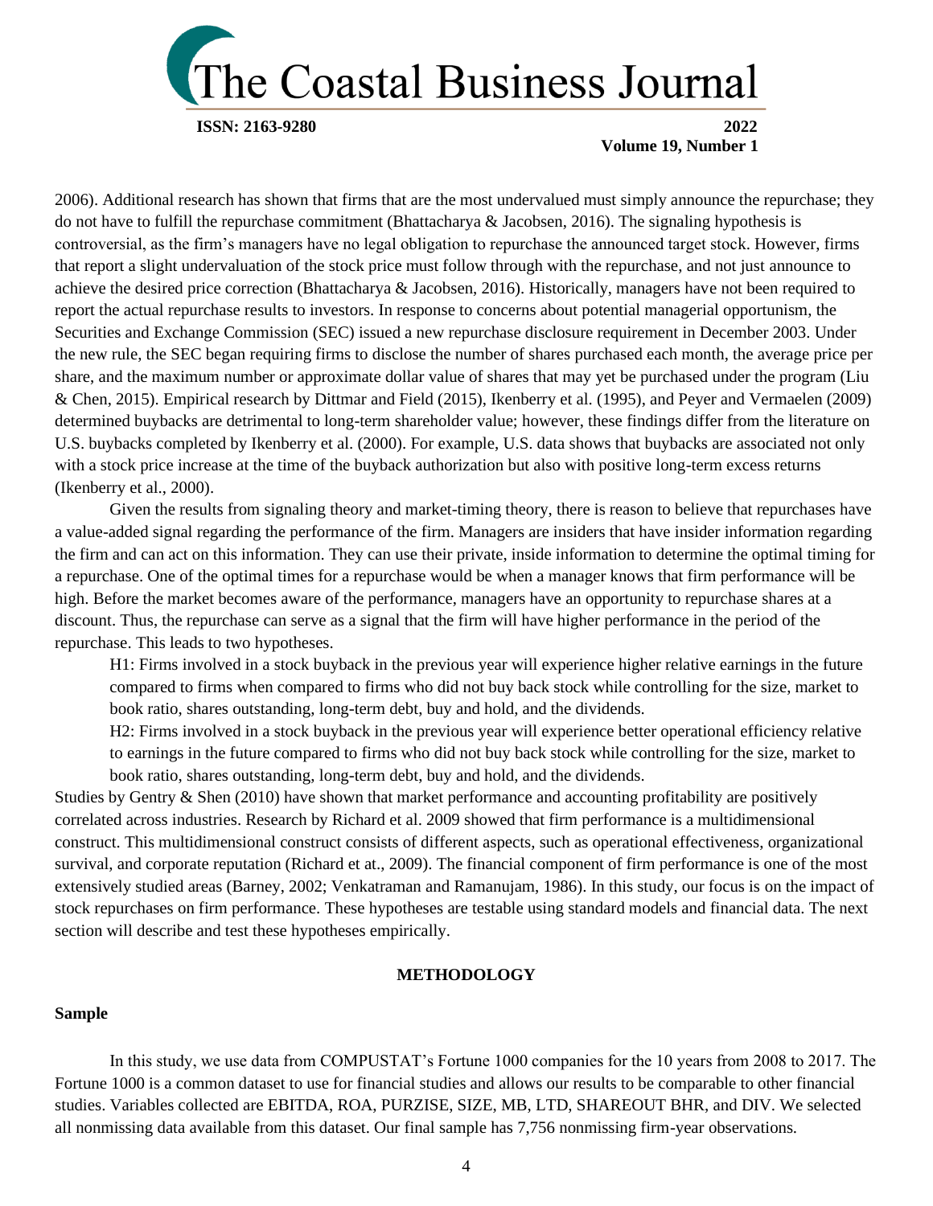2006). Additional research has shown that firms that are the most undervalued must simply announce the repurchase; they do not have to fulfill the repurchase commitment (Bhattacharya & Jacobsen, 2016). The signaling hypothesis is controversial, as the firm's managers have no legal obligation to repurchase the announced target stock. However, firms that report a slight undervaluation of the stock price must follow through with the repurchase, and not just announce to achieve the desired price correction (Bhattacharya & Jacobsen, 2016). Historically, managers have not been required to report the actual repurchase results to investors. In response to concerns about potential managerial opportunism, the Securities and Exchange Commission (SEC) issued a new repurchase disclosure requirement in December 2003. Under the new rule, the SEC began requiring firms to disclose the number of shares purchased each month, the average price per share, and the maximum number or approximate dollar value of shares that may yet be purchased under the program (Liu & Chen, 2015). Empirical research by Dittmar and Field (2015), Ikenberry et al. (1995), and Peyer and Vermaelen (2009) determined buybacks are detrimental to long-term shareholder value; however, these findings differ from the literature on U.S. buybacks completed by Ikenberry et al. (2000). For example, U.S. data shows that buybacks are associated not only with a stock price increase at the time of the buyback authorization but also with positive long-term excess returns (Ikenberry et al., 2000).

Given the results from signaling theory and market-timing theory, there is reason to believe that repurchases have a value-added signal regarding the performance of the firm. Managers are insiders that have insider information regarding the firm and can act on this information. They can use their private, inside information to determine the optimal timing for a repurchase. One of the optimal times for a repurchase would be when a manager knows that firm performance will be high. Before the market becomes aware of the performance, managers have an opportunity to repurchase shares at a discount. Thus, the repurchase can serve as a signal that the firm will have higher performance in the period of the repurchase. This leads to two hypotheses.

> H1: Firms involved in a stock buyback in the previous year will experience higher relative earnings in the future compared to firms when compared to firms who did not buy back stock while controlling for the size, market to book ratio, shares outstanding, long-term debt, buy and hold, and the dividends.
>
> H2: Firms involved in a stock buyback in the previous year will experience better operational efficiency relative to earnings in the future compared to firms who did not buy back stock while controlling for the size, market to book ratio, shares outstanding, long-term debt, buy and hold, and the dividends.

Studies by Gentry & Shen (2010) have shown that market performance and accounting profitability are positively correlated across industries. Research by Richard et al. 2009 showed that firm performance is a multidimensional construct. This multidimensional construct consists of different aspects, such as operational effectiveness, organizational survival, and corporate reputation (Richard et at., 2009). The financial component of firm performance is one of the most extensively studied areas (Barney, 2002; Venkatraman and Ramanujam, 1986). In this study, our focus is on the impact of stock repurchases on firm performance. These hypotheses are testable using standard models and financial data. The next section will describe and test these hypotheses empirically.

## METHODOLOGY

### Sample

In this study, we use data from COMPUSTAT's Fortune 1000 companies for the 10 years from 2008 to 2017. The Fortune 1000 is a common dataset to use for financial studies and allows our results to be comparable to other financial studies. Variables collected are EBITDA, ROA, PURZISE, SIZE, MB, LTD, SHAREOUT BHR, and DIV. We selected all nonmissing data available from this dataset. Our final sample has 7,756 nonmissing firm-year observations.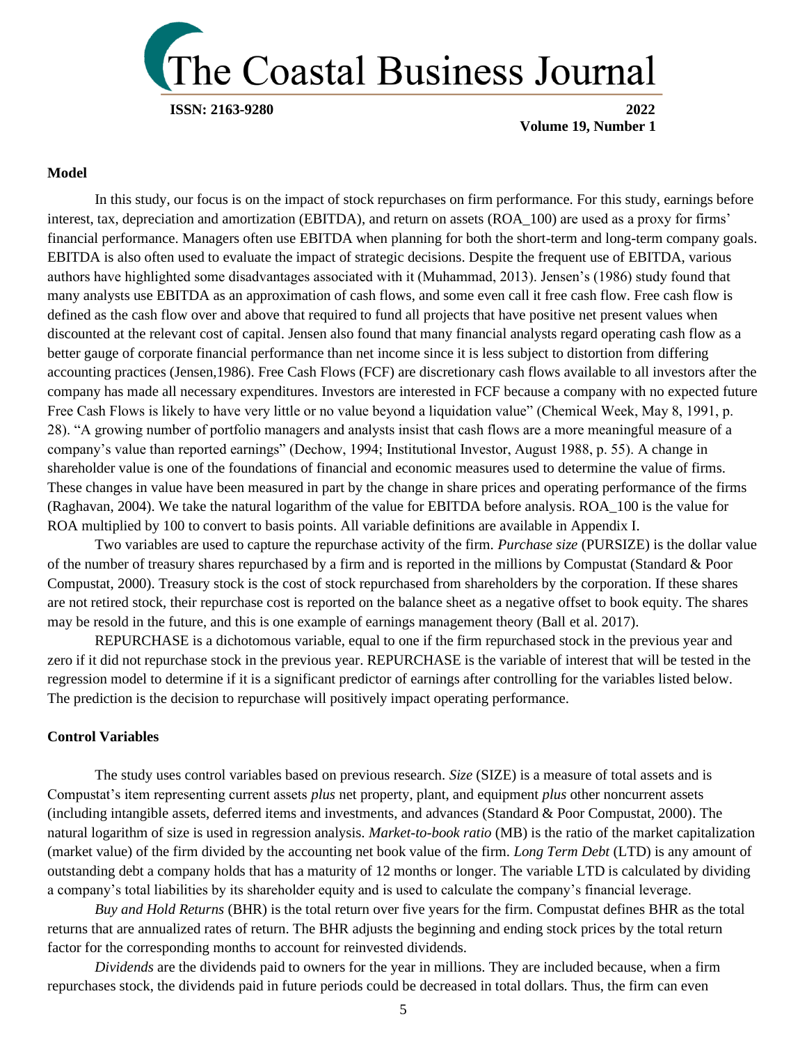### Model

In this study, our focus is on the impact of stock repurchases on firm performance. For this study, earnings before interest, tax, depreciation and amortization (EBITDA), and return on assets (ROA_100) are used as a proxy for firms' financial performance. Managers often use EBITDA when planning for both the short-term and long-term company goals. EBITDA is also often used to evaluate the impact of strategic decisions. Despite the frequent use of EBITDA, various authors have highlighted some disadvantages associated with it (Muhammad, 2013). Jensen's (1986) study found that many analysts use EBITDA as an approximation of cash flows, and some even call it free cash flow. Free cash flow is defined as the cash flow over and above that required to fund all projects that have positive net present values when discounted at the relevant cost of capital. Jensen also found that many financial analysts regard operating cash flow as a better gauge of corporate financial performance than net income since it is less subject to distortion from differing accounting practices (Jensen,1986). Free Cash Flows (FCF) are discretionary cash flows available to all investors after the company has made all necessary expenditures. Investors are interested in FCF because a company with no expected future Free Cash Flows is likely to have very little or no value beyond a liquidation value" (Chemical Week, May 8, 1991, p. 28). "A growing number of portfolio managers and analysts insist that cash flows are a more meaningful measure of a company's value than reported earnings" (Dechow, 1994; Institutional Investor, August 1988, p. 55). A change in shareholder value is one of the foundations of financial and economic measures used to determine the value of firms. These changes in value have been measured in part by the change in share prices and operating performance of the firms (Raghavan, 2004). We take the natural logarithm of the value for EBITDA before analysis. ROA_100 is the value for ROA multiplied by 100 to convert to basis points. All variable definitions are available in Appendix I.

Two variables are used to capture the repurchase activity of the firm. *Purchase size* (PURSIZE) is the dollar value of the number of treasury shares repurchased by a firm and is reported in the millions by Compustat (Standard & Poor Compustat, 2000). Treasury stock is the cost of stock repurchased from shareholders by the corporation. If these shares are not retired stock, their repurchase cost is reported on the balance sheet as a negative offset to book equity. The shares may be resold in the future, and this is one example of earnings management theory (Ball et al. 2017).

REPURCHASE is a dichotomous variable, equal to one if the firm repurchased stock in the previous year and zero if it did not repurchase stock in the previous year. REPURCHASE is the variable of interest that will be tested in the regression model to determine if it is a significant predictor of earnings after controlling for the variables listed below. The prediction is the decision to repurchase will positively impact operating performance.

### Control Variables

The study uses control variables based on previous research. *Size* (SIZE) is a measure of total assets and is Compustat's item representing current assets *plus* net property, plant, and equipment *plus* other noncurrent assets (including intangible assets, deferred items and investments, and advances (Standard & Poor Compustat, 2000). The natural logarithm of size is used in regression analysis. *Market-to-book ratio* (MB) is the ratio of the market capitalization (market value) of the firm divided by the accounting net book value of the firm. *Long Term Debt* (LTD) is any amount of outstanding debt a company holds that has a maturity of 12 months or longer. The variable LTD is calculated by dividing a company's total liabilities by its shareholder equity and is used to calculate the company's financial leverage.

*Buy and Hold Returns* (BHR) is the total return over five years for the firm. Compustat defines BHR as the total returns that are annualized rates of return. The BHR adjusts the beginning and ending stock prices by the total return factor for the corresponding months to account for reinvested dividends.

*Dividends* are the dividends paid to owners for the year in millions. They are included because, when a firm repurchases stock, the dividends paid in future periods could be decreased in total dollars. Thus, the firm can even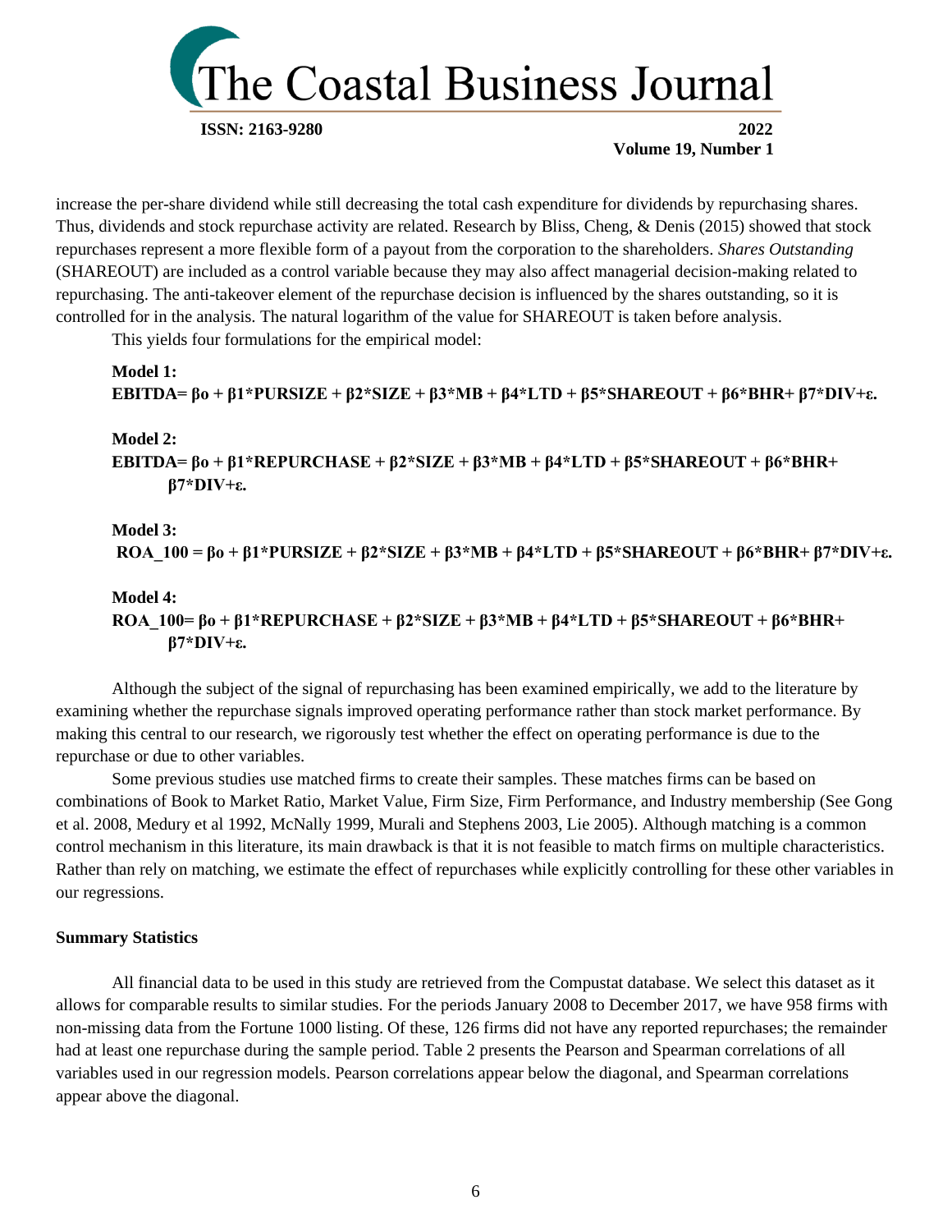increase the per-share dividend while still decreasing the total cash expenditure for dividends by repurchasing shares. Thus, dividends and stock repurchase activity are related. Research by Bliss, Cheng, & Denis (2015) showed that stock repurchases represent a more flexible form of a payout from the corporation to the shareholders. *Shares Outstanding* (SHAREOUT) are included as a control variable because they may also affect managerial decision-making related to repurchasing. The anti-takeover element of the repurchase decision is influenced by the shares outstanding, so it is controlled for in the analysis. The natural logarithm of the value for SHAREOUT is taken before analysis.

This yields four formulations for the empirical model:

**Model 1:**

$$EBITDA = \beta_o + \beta_1 * PURSIZE + \beta_2 * SIZE + \beta_3 * MB + \beta_4 * LTD + \beta_5 * SHAREOUT + \beta_6 * BHR + \beta_7 * DIV + \varepsilon.$$

**Model 2:**

$$EBITDA = \beta_o + \beta_1 * REPURCHASE + \beta_2 * SIZE + \beta_3 * MB + \beta_4 * LTD + \beta_5 * SHAREOUT + \beta_6 * BHR + \beta_7 * DIV + \varepsilon.$$

**Model 3:**

$$ROA\_100 = \beta_o + \beta_1 * PURSIZE + \beta_2 * SIZE + \beta_3 * MB + \beta_4 * LTD + \beta_5 * SHAREOUT + \beta_6 * BHR + \beta_7 * DIV + \varepsilon.$$

**Model 4:**

$$ROA\_100 = \beta_o + \beta_1 * REPURCHASE + \beta_2 * SIZE + \beta_3 * MB + \beta_4 * LTD + \beta_5 * SHAREOUT + \beta_6 * BHR + \beta_7 * DIV + \varepsilon.$$

Although the subject of the signal of repurchasing has been examined empirically, we add to the literature by examining whether the repurchase signals improved operating performance rather than stock market performance. By making this central to our research, we rigorously test whether the effect on operating performance is due to the repurchase or due to other variables.

Some previous studies use matched firms to create their samples. These matches firms can be based on combinations of Book to Market Ratio, Market Value, Firm Size, Firm Performance, and Industry membership (See Gong et al. 2008, Medury et al 1992, McNally 1999, Murali and Stephens 2003, Lie 2005). Although matching is a common control mechanism in this literature, its main drawback is that it is not feasible to match firms on multiple characteristics. Rather than rely on matching, we estimate the effect of repurchases while explicitly controlling for these other variables in our regressions.

### Summary Statistics

All financial data to be used in this study are retrieved from the Compustat database. We select this dataset as it allows for comparable results to similar studies. For the periods January 2008 to December 2017, we have 958 firms with non-missing data from the Fortune 1000 listing. Of these, 126 firms did not have any reported repurchases; the remainder had at least one repurchase during the sample period. Table 2 presents the Pearson and Spearman correlations of all variables used in our regression models. Pearson correlations appear below the diagonal, and Spearman correlations appear above the diagonal.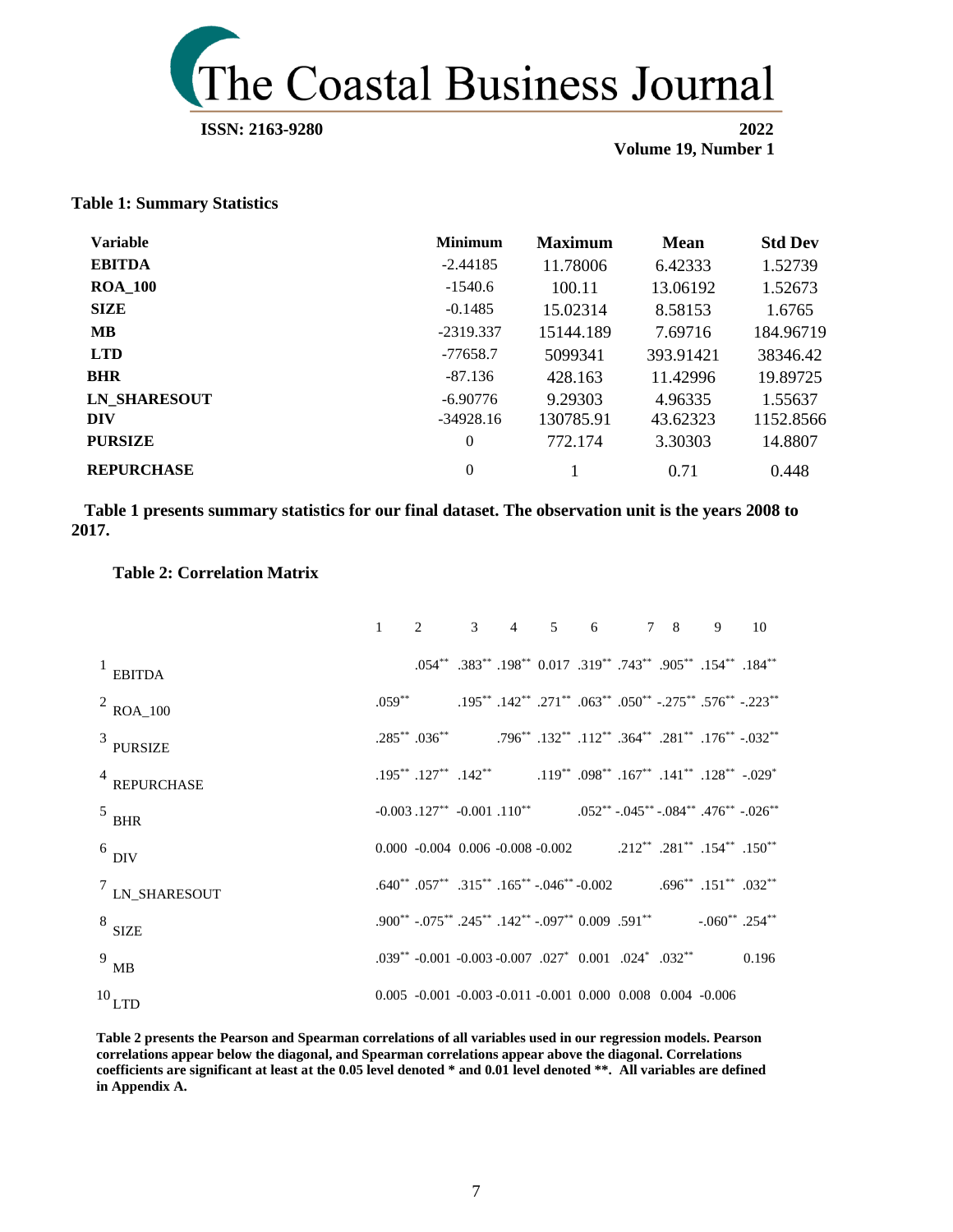**Table 1: Summary Statistics**

| Variable | Minimum | Maximum | Mean | Std Dev |
|---|---|---|---|---|
| **EBITDA** | -2.44185 | 11.78006 | 6.42333 | 1.52739 |
| **ROA_100** | -1540.6 | 100.11 | 13.06192 | 1.52673 |
| **SIZE** | -0.1485 | 15.02314 | 8.58153 | 1.6765 |
| **MB** | -2319.337 | 15144.189 | 7.69716 | 184.96719 |
| **LTD** | -77658.7 | 5099341 | 393.91421 | 38346.42 |
| **BHR** | -87.136 | 428.163 | 11.42996 | 19.89725 |
| **LN_SHARESOUT** | -6.90776 | 9.29303 | 4.96335 | 1.55637 |
| **DIV** | -34928.16 | 130785.91 | 43.62323 | 1152.8566 |
| **PURSIZE** | 0 | 772.174 | 3.30303 | 14.8807 |
| **REPURCHASE** | 0 | 1 | 0.71 | 0.448 |

**Table 1 presents summary statistics for our final dataset. The observation unit is the years 2008 to 2017.**

**Table 2: Correlation Matrix**

| | 1 | 2 | 3 | 4 | 5 | 6 | 7 | 8 | 9 | 10 |
|---|---|---|---|---|---|---|---|---|---|---|
| 1 EBITDA | | .054** | .383** | .198** | 0.017 | .319** | .743** | .905** | .154** | .184** |
| 2 ROA_100 | .059** | | .195** | .142** | .271** | .063** | .050** | -.275** | .576** | -.223** |
| 3 PURSIZE | .285** | .036** | | .796** | .132** | .112** | .364** | .281** | .176** | -.032** |
| 4 REPURCHASE | .195** | .127** | .142** | | .119** | .098** | .167** | .141** | .128** | -.029* |
| 5 BHR | -0.003 | .127** | -0.001 | .110** | | .052** | -.045** | -.084** | .476** | -.026** |
| 6 DIV | 0.000 | -0.004 | 0.006 | -0.008 | -0.002 | | .212** | .281** | .154** | .150** |
| 7 LN_SHARESOUT | .640** | .057** | .315** | .165** | -.046** | -0.002 | | .696** | .151** | .032** |
| 8 SIZE | .900** | -.075** | .245** | .142** | -.097** | 0.009 | .591** | | -.060** | .254** |
| 9 MB | .039** | -0.001 | -0.003 | -0.007 | .027* | 0.001 | .024* | .032** | | 0.196 |
| 10 LTD | 0.005 | -0.001 | -0.003 | -0.011 | -0.001 | 0.000 | 0.008 | 0.004 | -0.006 | |

**Table 2 presents the Pearson and Spearman correlations of all variables used in our regression models. Pearson correlations appear below the diagonal, and Spearman correlations appear above the diagonal. Correlations coefficients are significant at least at the 0.05 level denoted * and 0.01 level denoted \*\*. All variables are defined in Appendix A.**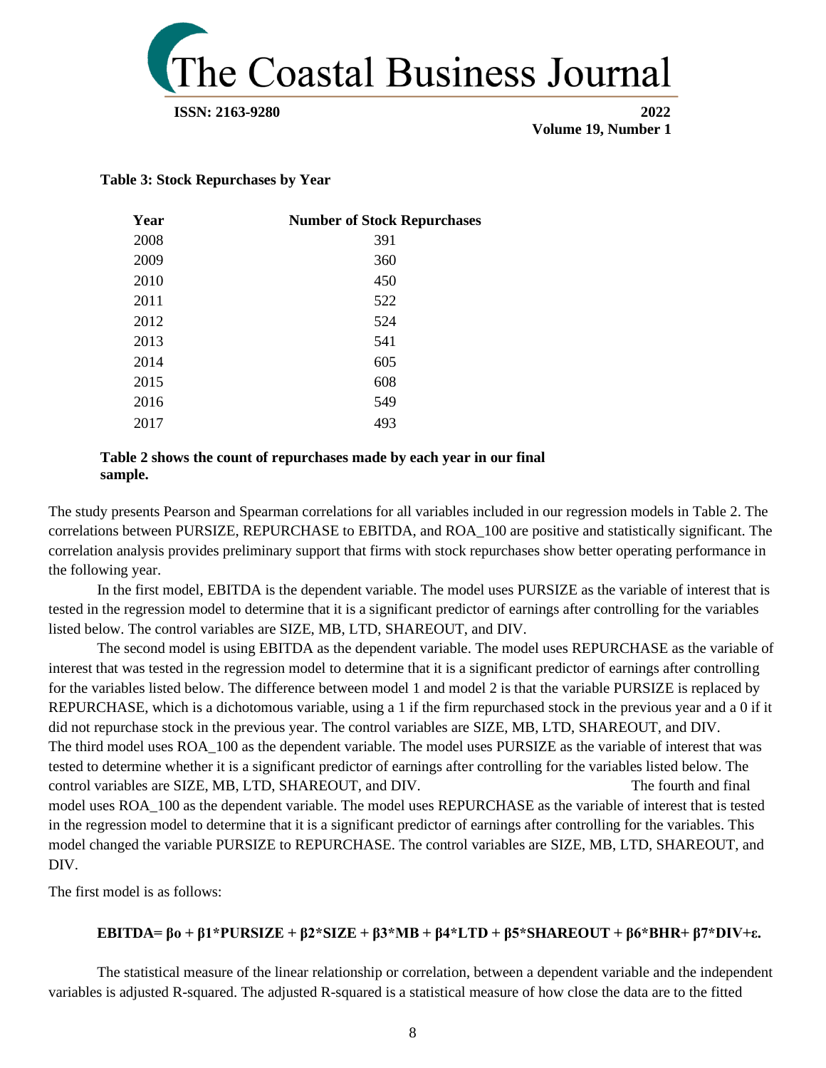**Table 3: Stock Repurchases by Year**

| Year | Number of Stock Repurchases |
|---|---|
| 2008 | 391 |
| 2009 | 360 |
| 2010 | 450 |
| 2011 | 522 |
| 2012 | 524 |
| 2013 | 541 |
| 2014 | 605 |
| 2015 | 608 |
| 2016 | 549 |
| 2017 | 493 |

**Table 2 shows the count of repurchases made by each year in our final sample.**

The study presents Pearson and Spearman correlations for all variables included in our regression models in Table 2. The correlations between PURSIZE, REPURCHASE to EBITDA, and ROA_100 are positive and statistically significant. The correlation analysis provides preliminary support that firms with stock repurchases show better operating performance in the following year.

In the first model, EBITDA is the dependent variable. The model uses PURSIZE as the variable of interest that is tested in the regression model to determine that it is a significant predictor of earnings after controlling for the variables listed below. The control variables are SIZE, MB, LTD, SHAREOUT, and DIV.

The second model is using EBITDA as the dependent variable. The model uses REPURCHASE as the variable of interest that was tested in the regression model to determine that it is a significant predictor of earnings after controlling for the variables listed below. The difference between model 1 and model 2 is that the variable PURSIZE is replaced by REPURCHASE, which is a dichotomous variable, using a 1 if the firm repurchased stock in the previous year and a 0 if it did not repurchase stock in the previous year. The control variables are SIZE, MB, LTD, SHAREOUT, and DIV. The third model uses ROA_100 as the dependent variable. The model uses PURSIZE as the variable of interest that was tested to determine whether it is a significant predictor of earnings after controlling for the variables listed below. The control variables are SIZE, MB, LTD, SHAREOUT, and DIV. The fourth and final model uses ROA_100 as the dependent variable. The model uses REPURCHASE as the variable of interest that is tested in the regression model to determine that it is a significant predictor of earnings after controlling for the variables. This model changed the variable PURSIZE to REPURCHASE. The control variables are SIZE, MB, LTD, SHAREOUT, and DIV.

The first model is as follows:

$$\textbf{EBITDA} = \beta_o + \beta_1 \text{*PURSIZE} + \beta_2 \text{*SIZE} + \beta_3 \text{*MB} + \beta_4 \text{*LTD} + \beta_5 \text{*SHAREOUT} + \beta_6 \text{*BHR} + \beta_7 \text{*DIV} + \varepsilon.$$

The statistical measure of the linear relationship or correlation, between a dependent variable and the independent variables is adjusted R-squared. The adjusted R-squared is a statistical measure of how close the data are to the fitted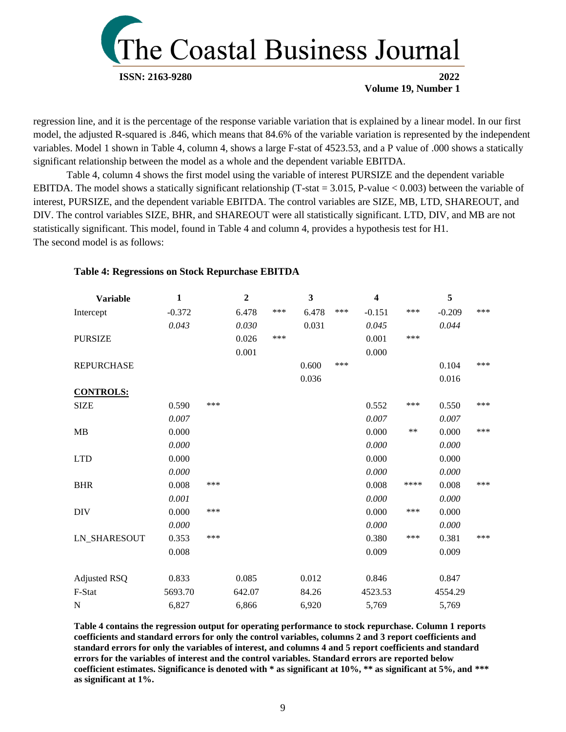regression line, and it is the percentage of the response variable variation that is explained by a linear model. In our first model, the adjusted R-squared is .846, which means that 84.6% of the variable variation is represented by the independent variables. Model 1 shown in Table 4, column 4, shows a large F-stat of 4523.53, and a P value of .000 shows a statically significant relationship between the model as a whole and the dependent variable EBITDA.

Table 4, column 4 shows the first model using the variable of interest PURSIZE and the dependent variable EBITDA. The model shows a statically significant relationship (T-stat = 3.015, P-value < 0.003) between the variable of interest, PURSIZE, and the dependent variable EBITDA. The control variables are SIZE, MB, LTD, SHAREOUT, and DIV. The control variables SIZE, BHR, and SHAREOUT were all statistically significant. LTD, DIV, and MB are not statistically significant. This model, found in Table 4 and column 4, provides a hypothesis test for H1.
The second model is as follows:

**Table 4: Regressions on Stock Repurchase EBITDA**

| Variable | 1 | | 2 | | 3 | | 4 | | 5 | |
|---|---|---|---|---|---|---|---|---|---|---|
| Intercept | -0.372 | | 6.478 | *** | 6.478 | *** | -0.151 | *** | -0.209 | *** |
| | *0.043* | | *0.030* | | 0.031 | | *0.045* | | *0.044* | |
| PURSIZE | | | 0.026 | *** | | | 0.001 | *** | | |
| | | | 0.001 | | | | 0.000 | | | |
| REPURCHASE | | | | | 0.600 | *** | | | 0.104 | *** |
| | | | | | 0.036 | | | | 0.016 | |
| **CONTROLS:** | | | | | | | | | | |
| SIZE | 0.590 | *** | | | | | 0.552 | *** | 0.550 | *** |
| | *0.007* | | | | | | *0.007* | | *0.007* | |
| MB | 0.000 | | | | | | 0.000 | ** | 0.000 | *** |
| | *0.000* | | | | | | *0.000* | | *0.000* | |
| LTD | 0.000 | | | | | | 0.000 | | 0.000 | |
| | *0.000* | | | | | | *0.000* | | *0.000* | |
| BHR | 0.008 | *** | | | | | 0.008 | **** | 0.008 | *** |
| | *0.001* | | | | | | *0.000* | | *0.000* | |
| DIV | 0.000 | *** | | | | | 0.000 | *** | 0.000 | |
| | *0.000* | | | | | | *0.000* | | *0.000* | |
| LN_SHARESOUT | 0.353 | *** | | | | | 0.380 | *** | 0.381 | *** |
| | 0.008 | | | | | | 0.009 | | 0.009 | |
| Adjusted RSQ | 0.833 | | 0.085 | | 0.012 | | 0.846 | | 0.847 | |
| F-Stat | 5693.70 | | 642.07 | | 84.26 | | 4523.53 | | 4554.29 | |
| N | 6,827 | | 6,866 | | 6,920 | | 5,769 | | 5,769 | |

**Table 4 contains the regression output for operating performance to stock repurchase. Column 1 reports coefficients and standard errors for only the control variables, columns 2 and 3 report coefficients and standard errors for only the variables of interest, and columns 4 and 5 report coefficients and standard errors for the variables of interest and the control variables. Standard errors are reported below coefficient estimates. Significance is denoted with * as significant at 10%, ** as significant at 5%, and *** as significant at 1%.**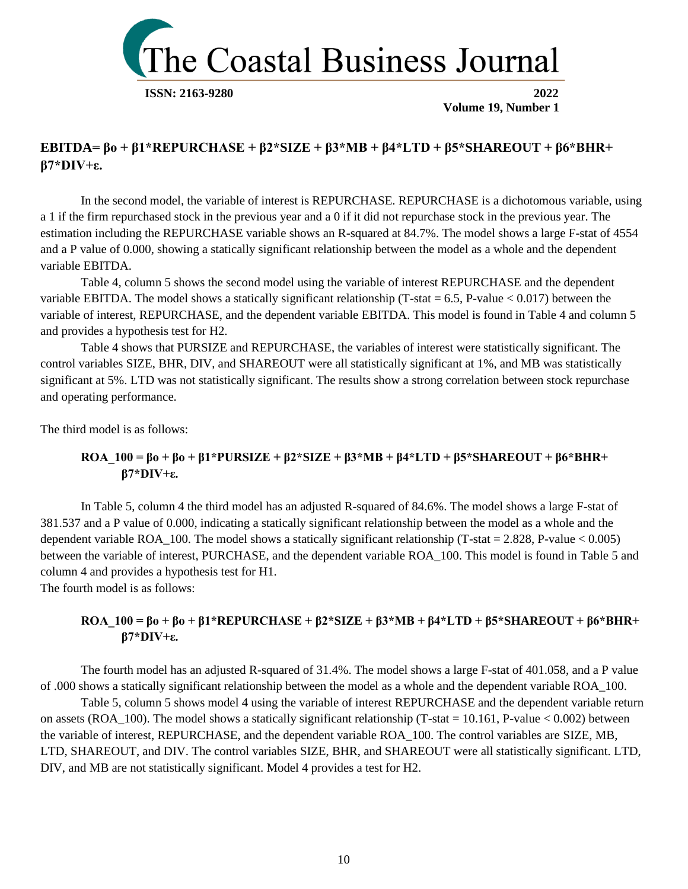**EBITDA= βo + β1*REPURCHASE + β2*SIZE + β3*MB + β4*LTD + β5*SHAREOUT + β6*BHR+ β7*DIV+ε.**

In the second model, the variable of interest is REPURCHASE. REPURCHASE is a dichotomous variable, using a 1 if the firm repurchased stock in the previous year and a 0 if it did not repurchase stock in the previous year. The estimation including the REPURCHASE variable shows an R-squared at 84.7%. The model shows a large F-stat of 4554 and a P value of 0.000, showing a statically significant relationship between the model as a whole and the dependent variable EBITDA.

Table 4, column 5 shows the second model using the variable of interest REPURCHASE and the dependent variable EBITDA. The model shows a statically significant relationship (T-stat = 6.5, P-value < 0.017) between the variable of interest, REPURCHASE, and the dependent variable EBITDA. This model is found in Table 4 and column 5 and provides a hypothesis test for H2.

Table 4 shows that PURSIZE and REPURCHASE, the variables of interest were statistically significant. The control variables SIZE, BHR, DIV, and SHAREOUT were all statistically significant at 1%, and MB was statistically significant at 5%. LTD was not statistically significant. The results show a strong correlation between stock repurchase and operating performance.

The third model is as follows:

**ROA_100 = βo + βo + β1*PURSIZE + β2*SIZE + β3*MB + β4*LTD + β5*SHAREOUT + β6*BHR+ β7*DIV+ε.**

In Table 5, column 4 the third model has an adjusted R-squared of 84.6%. The model shows a large F-stat of 381.537 and a P value of 0.000, indicating a statically significant relationship between the model as a whole and the dependent variable ROA_100. The model shows a statically significant relationship (T-stat = 2.828, P-value < 0.005) between the variable of interest, PURCHASE, and the dependent variable ROA_100. This model is found in Table 5 and column 4 and provides a hypothesis test for H1.

The fourth model is as follows:

**ROA_100 = βo + βo + β1*REPURCHASE + β2*SIZE + β3*MB + β4*LTD + β5*SHAREOUT + β6*BHR+ β7*DIV+ε.**

The fourth model has an adjusted R-squared of 31.4%. The model shows a large F-stat of 401.058, and a P value of .000 shows a statically significant relationship between the model as a whole and the dependent variable ROA_100.

Table 5, column 5 shows model 4 using the variable of interest REPURCHASE and the dependent variable return on assets (ROA_100). The model shows a statically significant relationship (T-stat = 10.161, P-value < 0.002) between the variable of interest, REPURCHASE, and the dependent variable ROA_100. The control variables are SIZE, MB, LTD, SHAREOUT, and DIV. The control variables SIZE, BHR, and SHAREOUT were all statistically significant. LTD, DIV, and MB are not statistically significant. Model 4 provides a test for H2.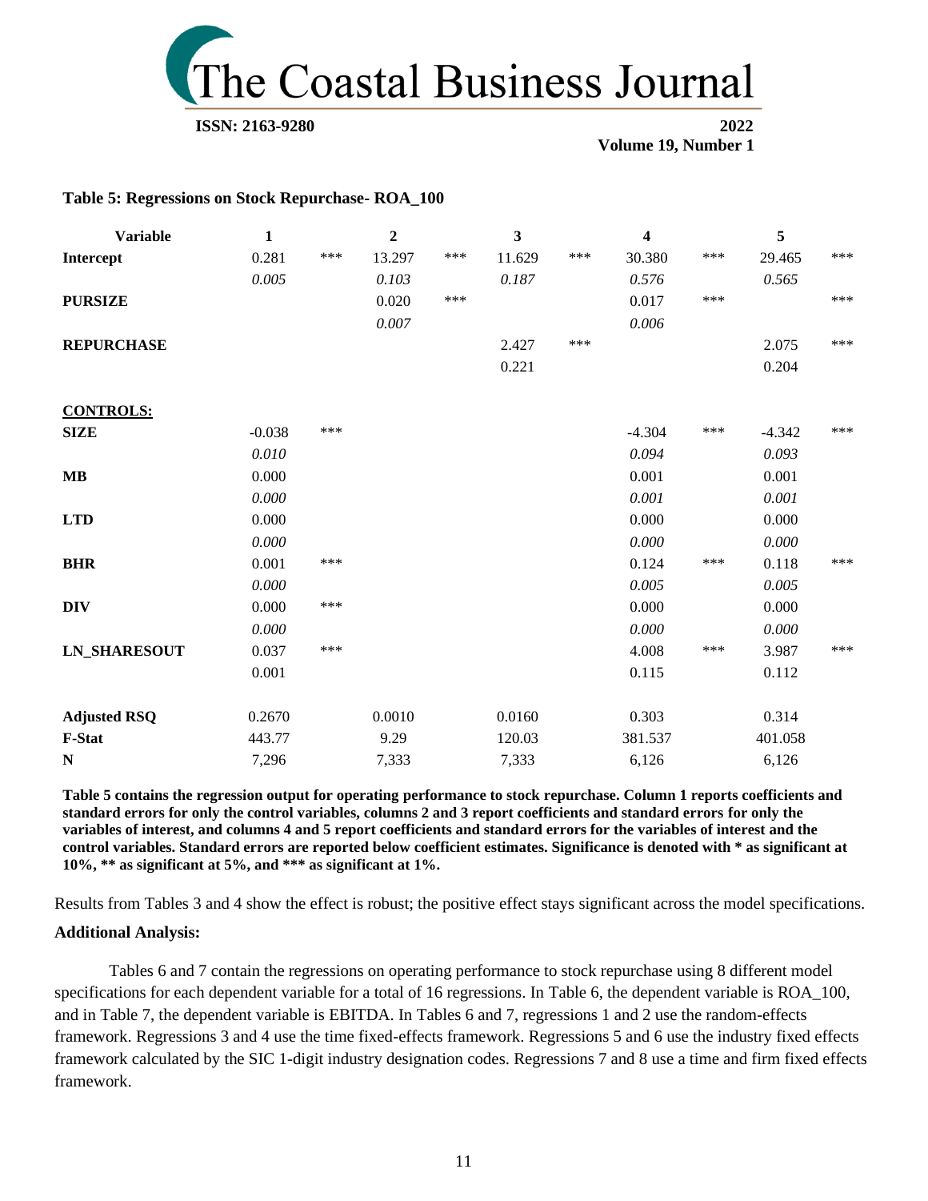**Table 5: Regressions on Stock Repurchase- ROA_100**

| Variable | 1 | | 2 | | 3 | | 4 | | 5 | |
|---|---|---|---|---|---|---|---|---|---|---|
| **Intercept** | 0.281 | *** | 13.297 | *** | 11.629 | *** | 30.380 | *** | 29.465 | *** |
| | *0.005* | | *0.103* | | *0.187* | | *0.576* | | *0.565* | |
| **PURSIZE** | | | 0.020 | *** | | | 0.017 | *** | | *** |
| | | | *0.007* | | | | *0.006* | | | |
| **REPURCHASE** | | | | | 2.427 | *** | | | 2.075 | *** |
| | | | | | 0.221 | | | | 0.204 | |
| **CONTROLS:** | | | | | | | | | | |
| **SIZE** | -0.038 | *** | | | | | -4.304 | *** | -4.342 | *** |
| | *0.010* | | | | | | *0.094* | | *0.093* | |
| **MB** | 0.000 | | | | | | 0.001 | | 0.001 | |
| | *0.000* | | | | | | *0.001* | | *0.001* | |
| **LTD** | 0.000 | | | | | | 0.000 | | 0.000 | |
| | *0.000* | | | | | | *0.000* | | *0.000* | |
| **BHR** | 0.001 | *** | | | | | 0.124 | *** | 0.118 | *** |
| | *0.000* | | | | | | *0.005* | | *0.005* | |
| **DIV** | 0.000 | *** | | | | | 0.000 | | 0.000 | |
| | *0.000* | | | | | | *0.000* | | *0.000* | |
| **LN_SHARESOUT** | 0.037 | *** | | | | | 4.008 | *** | 3.987 | *** |
| | 0.001 | | | | | | 0.115 | | 0.112 | |
| **Adjusted RSQ** | 0.2670 | | 0.0010 | | 0.0160 | | 0.303 | | 0.314 | |
| **F-Stat** | 443.77 | | 9.29 | | 120.03 | | 381.537 | | 401.058 | |
| **N** | 7,296 | | 7,333 | | 7,333 | | 6,126 | | 6,126 | |

**Table 5 contains the regression output for operating performance to stock repurchase. Column 1 reports coefficients and standard errors for only the control variables, columns 2 and 3 report coefficients and standard errors for only the variables of interest, and columns 4 and 5 report coefficients and standard errors for the variables of interest and the control variables. Standard errors are reported below coefficient estimates. Significance is denoted with * as significant at 10%, ** as significant at 5%, and *** as significant at 1%.**

Results from Tables 3 and 4 show the effect is robust; the positive effect stays significant across the model specifications.

### Additional Analysis:

Tables 6 and 7 contain the regressions on operating performance to stock repurchase using 8 different model specifications for each dependent variable for a total of 16 regressions. In Table 6, the dependent variable is ROA_100, and in Table 7, the dependent variable is EBITDA. In Tables 6 and 7, regressions 1 and 2 use the random-effects framework. Regressions 3 and 4 use the time fixed-effects framework. Regressions 5 and 6 use the industry fixed effects framework calculated by the SIC 1-digit industry designation codes. Regressions 7 and 8 use a time and firm fixed effects framework.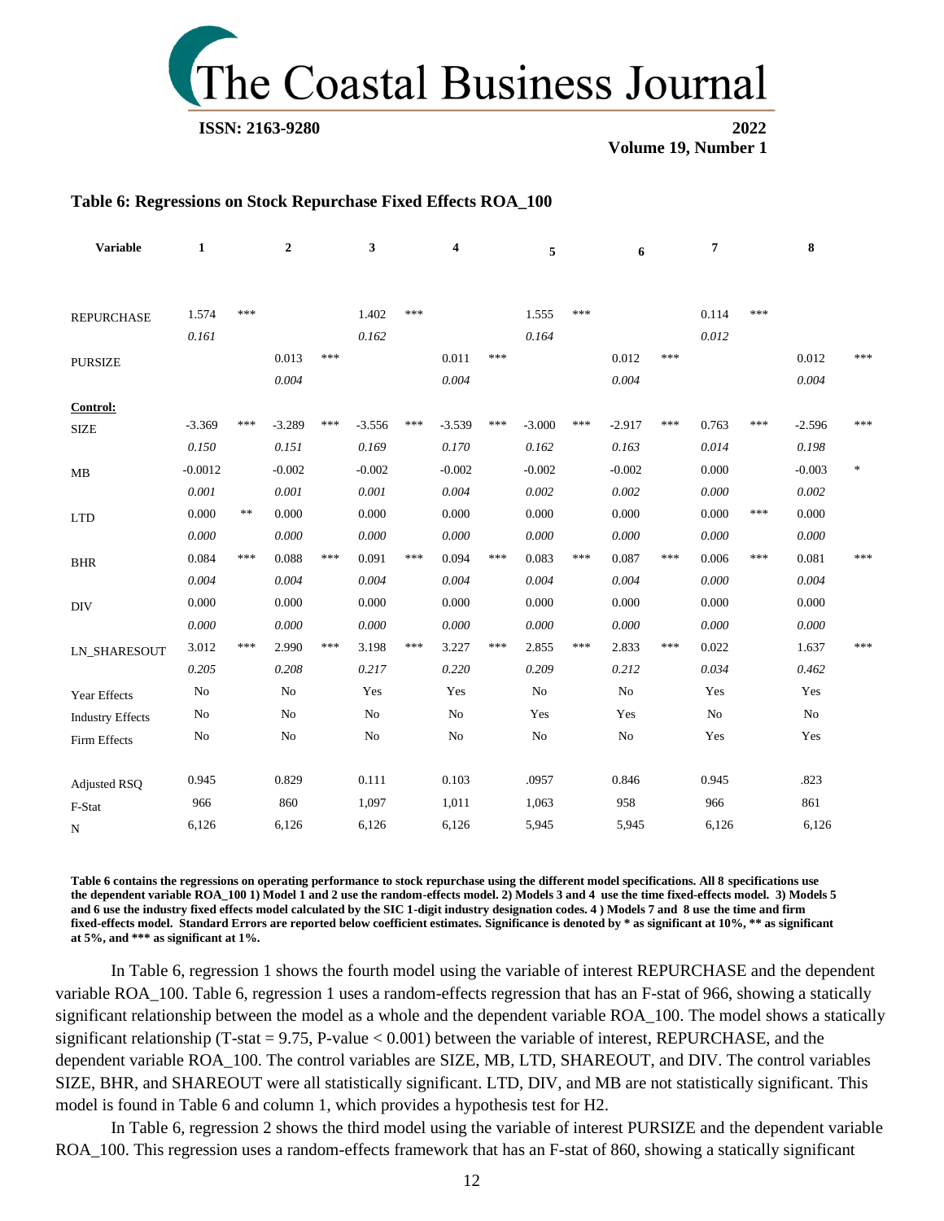### Table 6: Regressions on Stock Repurchase Fixed Effects ROA_100

| Variable | 1 | | 2 | | 3 | | 4 | | 5 | | 6 | | 7 | | 8 | |
|---|---|---|---|---|---|---|---|---|---|---|---|---|---|---|---|---|
| REPURCHASE | 1.574 | *** | | | 1.402 | *** | | | 1.555 | *** | | | 0.114 | *** | | |
| | *0.161* | | | | *0.162* | | | | *0.164* | | | | *0.012* | | | |
| PURSIZE | | | 0.013 | *** | | | 0.011 | *** | | | 0.012 | *** | | | 0.012 | *** |
| | | | *0.004* | | | | *0.004* | | | | *0.004* | | | | *0.004* | |
| **Control:** | | | | | | | | | | | | | | | | |
| SIZE | -3.369 | *** | -3.289 | *** | -3.556 | *** | -3.539 | *** | -3.000 | *** | -2.917 | *** | 0.763 | *** | -2.596 | *** |
| | *0.150* | | *0.151* | | *0.169* | | *0.170* | | *0.162* | | *0.163* | | *0.014* | | *0.198* | |
| MB | -0.0012 | | -0.002 | | -0.002 | | -0.002 | | -0.002 | | -0.002 | | 0.000 | | -0.003 | * |
| | *0.001* | | *0.001* | | *0.001* | | *0.004* | | *0.002* | | *0.002* | | *0.000* | | *0.002* | |
| LTD | 0.000 | ** | 0.000 | | 0.000 | | 0.000 | | 0.000 | | 0.000 | | 0.000 | *** | 0.000 | |
| | *0.000* | | *0.000* | | *0.000* | | *0.000* | | *0.000* | | *0.000* | | *0.000* | | *0.000* | |
| BHR | 0.084 | *** | 0.088 | *** | 0.091 | *** | 0.094 | *** | 0.083 | *** | 0.087 | *** | 0.006 | *** | 0.081 | *** |
| | *0.004* | | *0.004* | | *0.004* | | *0.004* | | *0.004* | | *0.004* | | *0.000* | | *0.004* | |
| DIV | 0.000 | | 0.000 | | 0.000 | | 0.000 | | 0.000 | | 0.000 | | 0.000 | | 0.000 | |
| | *0.000* | | *0.000* | | *0.000* | | *0.000* | | *0.000* | | *0.000* | | *0.000* | | *0.000* | |
| LN_SHARESOUT | 3.012 | *** | 2.990 | *** | 3.198 | *** | 3.227 | *** | 2.855 | *** | 2.833 | *** | 0.022 | | 1.637 | *** |
| | *0.205* | | *0.208* | | *0.217* | | *0.220* | | *0.209* | | *0.212* | | *0.034* | | *0.462* | |
| Year Effects | No | | No | | Yes | | Yes | | No | | No | | Yes | | Yes | |
| Industry Effects | No | | No | | No | | No | | Yes | | Yes | | No | | No | |
| Firm Effects | No | | No | | No | | No | | No | | No | | Yes | | Yes | |
| Adjusted RSQ | 0.945 | | 0.829 | | 0.111 | | 0.103 | | .0957 | | 0.846 | | 0.945 | | .823 | |
| F-Stat | 966 | | 860 | | 1,097 | | 1,011 | | 1,063 | | 958 | | 966 | | 861 | |
| N | 6,126 | | 6,126 | | 6,126 | | 6,126 | | 5,945 | | 5,945 | | 6,126 | | 6,126 | |

**Table 6 contains the regressions on operating performance to stock repurchase using the different model specifications. All 8 specifications use the dependent variable ROA_100 1) Model 1 and 2 use the random-effects model. 2) Models 3 and 4 use the time fixed-effects model. 3) Models 5 and 6 use the industry fixed effects model calculated by the SIC 1-digit industry designation codes. 4 ) Models 7 and 8 use the time and firm fixed-effects model. Standard Errors are reported below coefficient estimates. Significance is denoted by * as significant at 10%, ** as significant at 5%, and *** as significant at 1%.**

In Table 6, regression 1 shows the fourth model using the variable of interest REPURCHASE and the dependent variable ROA_100. Table 6, regression 1 uses a random-effects regression that has an F-stat of 966, showing a statically significant relationship between the model as a whole and the dependent variable ROA_100. The model shows a statically significant relationship (T-stat = 9.75, P-value < 0.001) between the variable of interest, REPURCHASE, and the dependent variable ROA_100. The control variables are SIZE, MB, LTD, SHAREOUT, and DIV. The control variables SIZE, BHR, and SHAREOUT were all statistically significant. LTD, DIV, and MB are not statistically significant. This model is found in Table 6 and column 1, which provides a hypothesis test for H2.

In Table 6, regression 2 shows the third model using the variable of interest PURSIZE and the dependent variable ROA_100. This regression uses a random-effects framework that has an F-stat of 860, showing a statically significant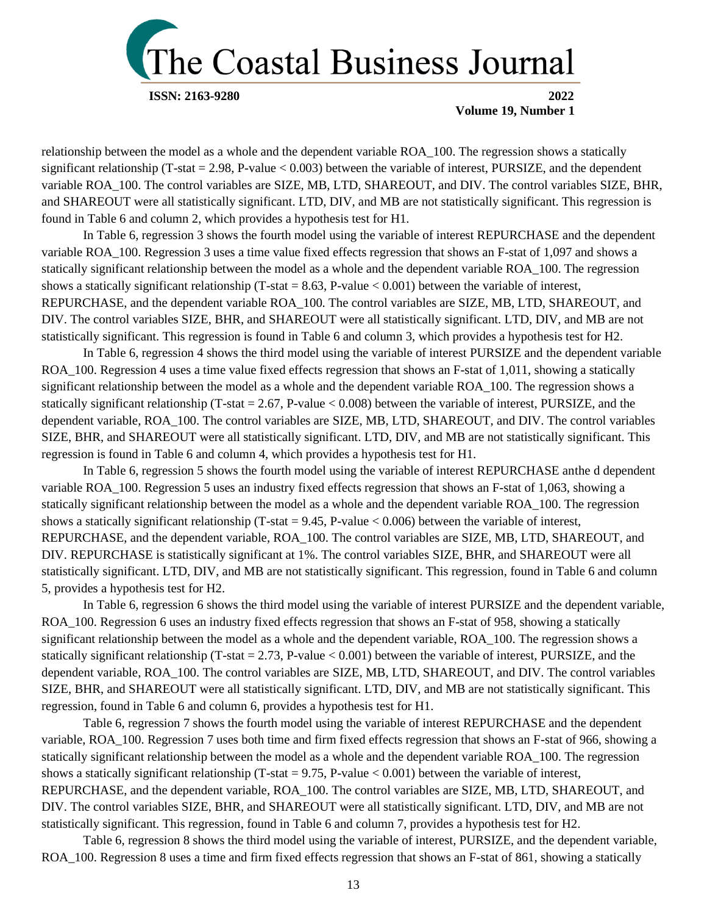relationship between the model as a whole and the dependent variable ROA_100. The regression shows a statically significant relationship (T-stat = 2.98, P-value < 0.003) between the variable of interest, PURSIZE, and the dependent variable ROA_100. The control variables are SIZE, MB, LTD, SHAREOUT, and DIV. The control variables SIZE, BHR, and SHAREOUT were all statistically significant. LTD, DIV, and MB are not statistically significant. This regression is found in Table 6 and column 2, which provides a hypothesis test for H1.

In Table 6, regression 3 shows the fourth model using the variable of interest REPURCHASE and the dependent variable ROA_100. Regression 3 uses a time value fixed effects regression that shows an F-stat of 1,097 and shows a statically significant relationship between the model as a whole and the dependent variable ROA_100. The regression shows a statically significant relationship (T-stat = 8.63, P-value < 0.001) between the variable of interest, REPURCHASE, and the dependent variable ROA_100. The control variables are SIZE, MB, LTD, SHAREOUT, and DIV. The control variables SIZE, BHR, and SHAREOUT were all statistically significant. LTD, DIV, and MB are not statistically significant. This regression is found in Table 6 and column 3, which provides a hypothesis test for H2.

In Table 6, regression 4 shows the third model using the variable of interest PURSIZE and the dependent variable ROA_100. Regression 4 uses a time value fixed effects regression that shows an F-stat of 1,011, showing a statically significant relationship between the model as a whole and the dependent variable ROA_100. The regression shows a statically significant relationship (T-stat = 2.67, P-value < 0.008) between the variable of interest, PURSIZE, and the dependent variable, ROA_100. The control variables are SIZE, MB, LTD, SHAREOUT, and DIV. The control variables SIZE, BHR, and SHAREOUT were all statistically significant. LTD, DIV, and MB are not statistically significant. This regression is found in Table 6 and column 4, which provides a hypothesis test for H1.

In Table 6, regression 5 shows the fourth model using the variable of interest REPURCHASE anthe d dependent variable ROA_100. Regression 5 uses an industry fixed effects regression that shows an F-stat of 1,063, showing a statically significant relationship between the model as a whole and the dependent variable ROA_100. The regression shows a statically significant relationship (T-stat = 9.45, P-value < 0.006) between the variable of interest, REPURCHASE, and the dependent variable, ROA_100. The control variables are SIZE, MB, LTD, SHAREOUT, and DIV. REPURCHASE is statistically significant at 1%. The control variables SIZE, BHR, and SHAREOUT were all statistically significant. LTD, DIV, and MB are not statistically significant. This regression, found in Table 6 and column 5, provides a hypothesis test for H2.

In Table 6, regression 6 shows the third model using the variable of interest PURSIZE and the dependent variable, ROA_100. Regression 6 uses an industry fixed effects regression that shows an F-stat of 958, showing a statically significant relationship between the model as a whole and the dependent variable, ROA_100. The regression shows a statically significant relationship (T-stat = 2.73, P-value < 0.001) between the variable of interest, PURSIZE, and the dependent variable, ROA_100. The control variables are SIZE, MB, LTD, SHAREOUT, and DIV. The control variables SIZE, BHR, and SHAREOUT were all statistically significant. LTD, DIV, and MB are not statistically significant. This regression, found in Table 6 and column 6, provides a hypothesis test for H1.

Table 6, regression 7 shows the fourth model using the variable of interest REPURCHASE and the dependent variable, ROA_100. Regression 7 uses both time and firm fixed effects regression that shows an F-stat of 966, showing a statically significant relationship between the model as a whole and the dependent variable ROA_100. The regression shows a statically significant relationship (T-stat = 9.75, P-value < 0.001) between the variable of interest, REPURCHASE, and the dependent variable, ROA_100. The control variables are SIZE, MB, LTD, SHAREOUT, and DIV. The control variables SIZE, BHR, and SHAREOUT were all statistically significant. LTD, DIV, and MB are not statistically significant. This regression, found in Table 6 and column 7, provides a hypothesis test for H2.

Table 6, regression 8 shows the third model using the variable of interest, PURSIZE, and the dependent variable, ROA_100. Regression 8 uses a time and firm fixed effects regression that shows an F-stat of 861, showing a statically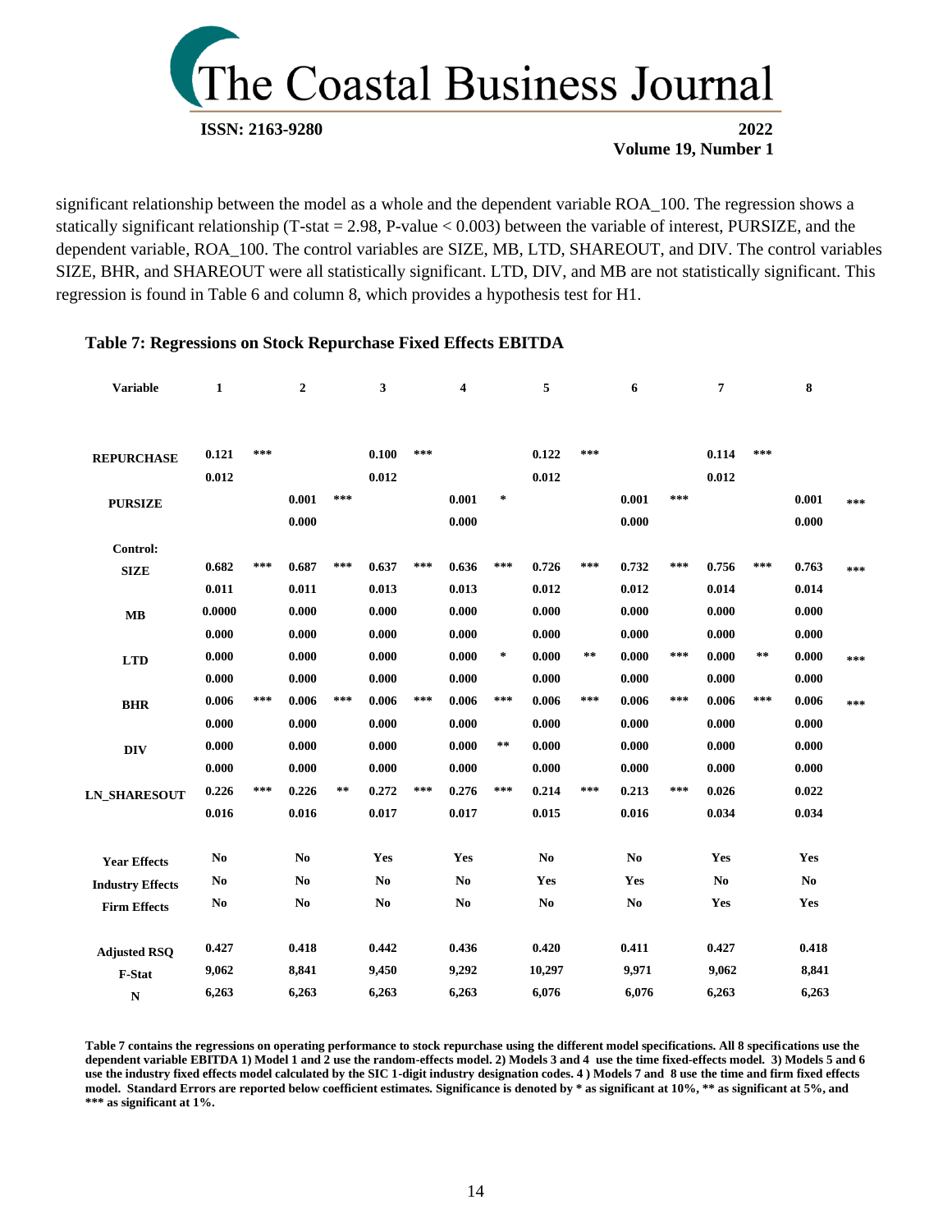significant relationship between the model as a whole and the dependent variable ROA_100. The regression shows a statically significant relationship (T-stat = 2.98, P-value < 0.003) between the variable of interest, PURSIZE, and the dependent variable, ROA_100. The control variables are SIZE, MB, LTD, SHAREOUT, and DIV. The control variables SIZE, BHR, and SHAREOUT were all statistically significant. LTD, DIV, and MB are not statistically significant. This regression is found in Table 6 and column 8, which provides a hypothesis test for H1.

**Table 7: Regressions on Stock Repurchase Fixed Effects EBITDA**

| Variable | 1 | | 2 | | 3 | | 4 | | 5 | | 6 | | 7 | | 8 | |
|---|---|---|---|---|---|---|---|---|---|---|---|---|---|---|---|---|
| REPURCHASE | 0.121 | *** | | | 0.100 | *** | | | 0.122 | *** | | | 0.114 | *** | | |
| | 0.012 | | | | 0.012 | | | | 0.012 | | | | 0.012 | | | |
| PURSIZE | | | 0.001 | *** | | | 0.001 | * | | | 0.001 | *** | | | 0.001 | *** |
| | | | 0.000 | | | | 0.000 | | | | 0.000 | | | | 0.000 | |
| Control: | | | | | | | | | | | | | | | | |
| SIZE | 0.682 | *** | 0.687 | *** | 0.637 | *** | 0.636 | *** | 0.726 | *** | 0.732 | *** | 0.756 | *** | 0.763 | *** |
| | 0.011 | | 0.011 | | 0.013 | | 0.013 | | 0.012 | | 0.012 | | 0.014 | | 0.014 | |
| MB | 0.0000 | | 0.000 | | 0.000 | | 0.000 | | 0.000 | | 0.000 | | 0.000 | | 0.000 | |
| | 0.000 | | 0.000 | | 0.000 | | 0.000 | | 0.000 | | 0.000 | | 0.000 | | 0.000 | |
| LTD | 0.000 | | 0.000 | | 0.000 | | 0.000 | * | 0.000 | ** | 0.000 | *** | 0.000 | ** | 0.000 | *** |
| | 0.000 | | 0.000 | | 0.000 | | 0.000 | | 0.000 | | 0.000 | | 0.000 | | 0.000 | |
| BHR | 0.006 | *** | 0.006 | *** | 0.006 | *** | 0.006 | *** | 0.006 | *** | 0.006 | *** | 0.006 | *** | 0.006 | *** |
| | 0.000 | | 0.000 | | 0.000 | | 0.000 | | 0.000 | | 0.000 | | 0.000 | | 0.000 | |
| DIV | 0.000 | | 0.000 | | 0.000 | | 0.000 | ** | 0.000 | | 0.000 | | 0.000 | | 0.000 | |
| | 0.000 | | 0.000 | | 0.000 | | 0.000 | | 0.000 | | 0.000 | | 0.000 | | 0.000 | |
| LN_SHARESOUT | 0.226 | *** | 0.226 | ** | 0.272 | *** | 0.276 | *** | 0.214 | *** | 0.213 | *** | 0.026 | | 0.022 | |
| | 0.016 | | 0.016 | | 0.017 | | 0.017 | | 0.015 | | 0.016 | | 0.034 | | 0.034 | |
| Year Effects | No | | No | | Yes | | Yes | | No | | No | | Yes | | Yes | |
| Industry Effects | No | | No | | No | | No | | Yes | | Yes | | No | | No | |
| Firm Effects | No | | No | | No | | No | | No | | No | | Yes | | Yes | |
| Adjusted RSQ | 0.427 | | 0.418 | | 0.442 | | 0.436 | | 0.420 | | 0.411 | | 0.427 | | 0.418 | |
| F-Stat | 9,062 | | 8,841 | | 9,450 | | 9,292 | | 10,297 | | 9,971 | | 9,062 | | 8,841 | |
| N | 6,263 | | 6,263 | | 6,263 | | 6,263 | | 6,076 | | 6,076 | | 6,263 | | 6,263 | |

**Table 7 contains the regressions on operating performance to stock repurchase using the different model specifications. All 8 specifications use the dependent variable EBITDA 1) Model 1 and 2 use the random-effects model. 2) Models 3 and 4 use the time fixed-effects model. 3) Models 5 and 6 use the industry fixed effects model calculated by the SIC 1-digit industry designation codes. 4 ) Models 7 and 8 use the time and firm fixed effects model. Standard Errors are reported below coefficient estimates. Significance is denoted by * as significant at 10%, ** as significant at 5%, and *** as significant at 1%.**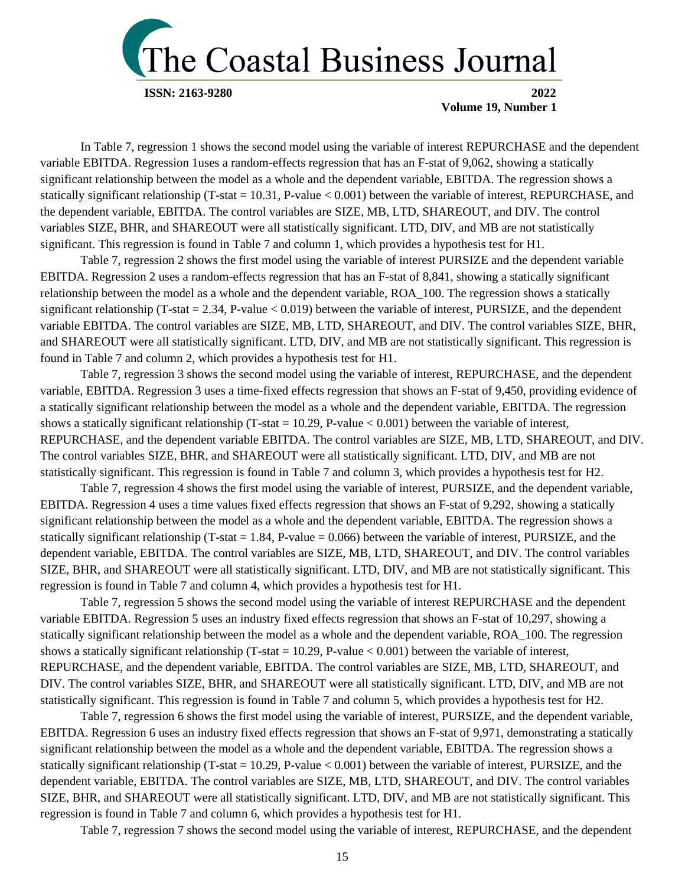In Table 7, regression 1 shows the second model using the variable of interest REPURCHASE and the dependent variable EBITDA. Regression 1uses a random-effects regression that has an F-stat of 9,062, showing a statically significant relationship between the model as a whole and the dependent variable, EBITDA. The regression shows a statically significant relationship (T-stat = 10.31, P-value < 0.001) between the variable of interest, REPURCHASE, and the dependent variable, EBITDA. The control variables are SIZE, MB, LTD, SHAREOUT, and DIV. The control variables SIZE, BHR, and SHAREOUT were all statistically significant. LTD, DIV, and MB are not statistically significant. This regression is found in Table 7 and column 1, which provides a hypothesis test for H1.

Table 7, regression 2 shows the first model using the variable of interest PURSIZE and the dependent variable EBITDA. Regression 2 uses a random-effects regression that has an F-stat of 8,841, showing a statically significant relationship between the model as a whole and the dependent variable, ROA_100. The regression shows a statically significant relationship (T-stat = 2.34, P-value < 0.019) between the variable of interest, PURSIZE, and the dependent variable EBITDA. The control variables are SIZE, MB, LTD, SHAREOUT, and DIV. The control variables SIZE, BHR, and SHAREOUT were all statistically significant. LTD, DIV, and MB are not statistically significant. This regression is found in Table 7 and column 2, which provides a hypothesis test for H1.

Table 7, regression 3 shows the second model using the variable of interest, REPURCHASE, and the dependent variable, EBITDA. Regression 3 uses a time-fixed effects regression that shows an F-stat of 9,450, providing evidence of a statically significant relationship between the model as a whole and the dependent variable, EBITDA. The regression shows a statically significant relationship (T-stat = 10.29, P-value < 0.001) between the variable of interest, REPURCHASE, and the dependent variable EBITDA. The control variables are SIZE, MB, LTD, SHAREOUT, and DIV. The control variables SIZE, BHR, and SHAREOUT were all statistically significant. LTD, DIV, and MB are not statistically significant. This regression is found in Table 7 and column 3, which provides a hypothesis test for H2.

Table 7, regression 4 shows the first model using the variable of interest, PURSIZE, and the dependent variable, EBITDA. Regression 4 uses a time values fixed effects regression that shows an F-stat of 9,292, showing a statically significant relationship between the model as a whole and the dependent variable, EBITDA. The regression shows a statically significant relationship (T-stat = 1.84, P-value = 0.066) between the variable of interest, PURSIZE, and the dependent variable, EBITDA. The control variables are SIZE, MB, LTD, SHAREOUT, and DIV. The control variables SIZE, BHR, and SHAREOUT were all statistically significant. LTD, DIV, and MB are not statistically significant. This regression is found in Table 7 and column 4, which provides a hypothesis test for H1.

Table 7, regression 5 shows the second model using the variable of interest REPURCHASE and the dependent variable EBITDA. Regression 5 uses an industry fixed effects regression that shows an F-stat of 10,297, showing a statically significant relationship between the model as a whole and the dependent variable, ROA_100. The regression shows a statically significant relationship (T-stat = 10.29, P-value < 0.001) between the variable of interest, REPURCHASE, and the dependent variable, EBITDA. The control variables are SIZE, MB, LTD, SHAREOUT, and DIV. The control variables SIZE, BHR, and SHAREOUT were all statistically significant. LTD, DIV, and MB are not statistically significant. This regression is found in Table 7 and column 5, which provides a hypothesis test for H2.

Table 7, regression 6 shows the first model using the variable of interest, PURSIZE, and the dependent variable, EBITDA. Regression 6 uses an industry fixed effects regression that shows an F-stat of 9,971, demonstrating a statically significant relationship between the model as a whole and the dependent variable, EBITDA. The regression shows a statically significant relationship (T-stat = 10.29, P-value < 0.001) between the variable of interest, PURSIZE, and the dependent variable, EBITDA. The control variables are SIZE, MB, LTD, SHAREOUT, and DIV. The control variables SIZE, BHR, and SHAREOUT were all statistically significant. LTD, DIV, and MB are not statistically significant. This regression is found in Table 7 and column 6, which provides a hypothesis test for H1.

Table 7, regression 7 shows the second model using the variable of interest, REPURCHASE, and the dependent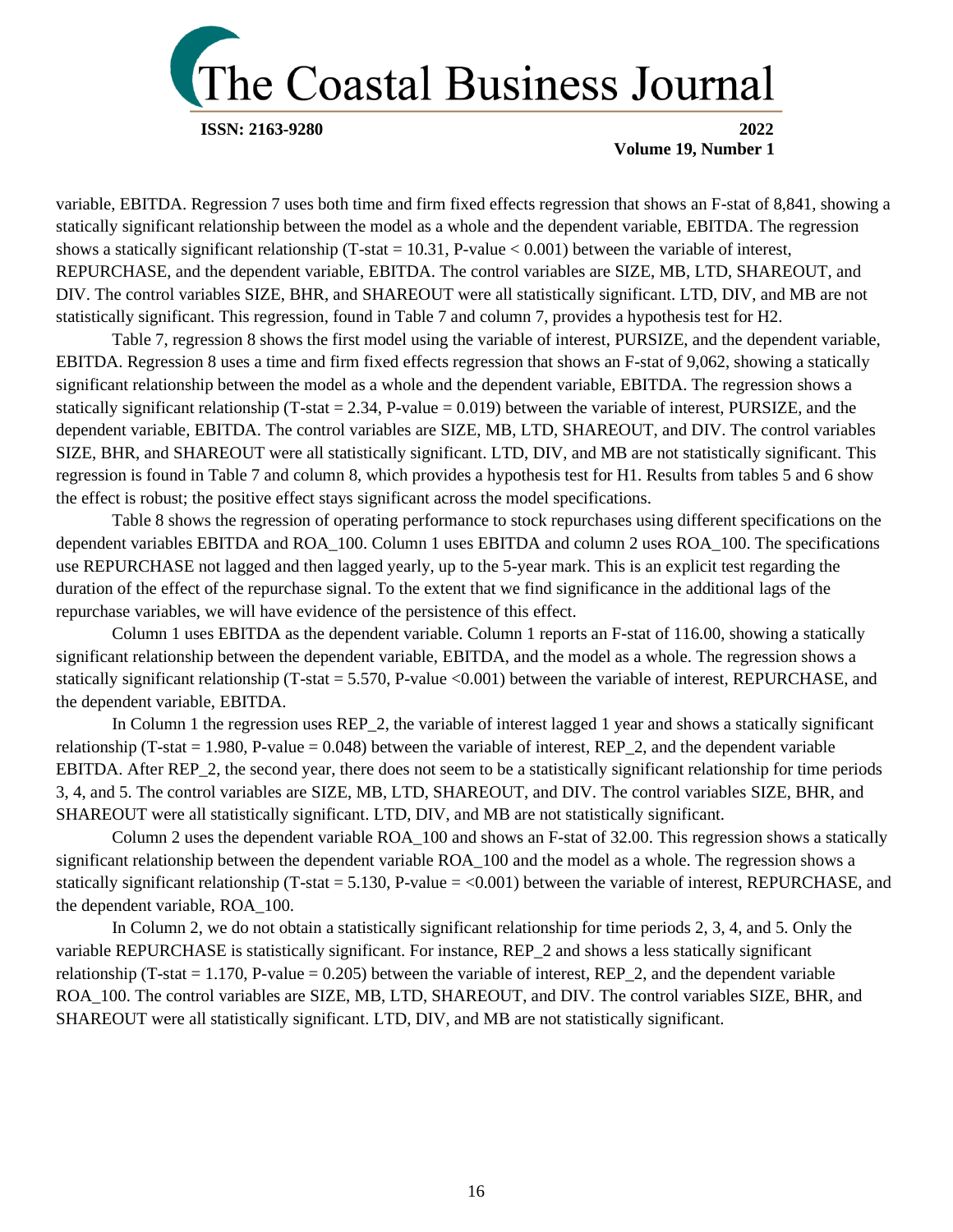variable, EBITDA. Regression 7 uses both time and firm fixed effects regression that shows an F-stat of 8,841, showing a statically significant relationship between the model as a whole and the dependent variable, EBITDA. The regression shows a statically significant relationship (T-stat = 10.31, P-value < 0.001) between the variable of interest, REPURCHASE, and the dependent variable, EBITDA. The control variables are SIZE, MB, LTD, SHAREOUT, and DIV. The control variables SIZE, BHR, and SHAREOUT were all statistically significant. LTD, DIV, and MB are not statistically significant. This regression, found in Table 7 and column 7, provides a hypothesis test for H2.

Table 7, regression 8 shows the first model using the variable of interest, PURSIZE, and the dependent variable, EBITDA. Regression 8 uses a time and firm fixed effects regression that shows an F-stat of 9,062, showing a statically significant relationship between the model as a whole and the dependent variable, EBITDA. The regression shows a statically significant relationship (T-stat = 2.34, P-value = 0.019) between the variable of interest, PURSIZE, and the dependent variable, EBITDA. The control variables are SIZE, MB, LTD, SHAREOUT, and DIV. The control variables SIZE, BHR, and SHAREOUT were all statistically significant. LTD, DIV, and MB are not statistically significant. This regression is found in Table 7 and column 8, which provides a hypothesis test for H1. Results from tables 5 and 6 show the effect is robust; the positive effect stays significant across the model specifications.

Table 8 shows the regression of operating performance to stock repurchases using different specifications on the dependent variables EBITDA and ROA_100. Column 1 uses EBITDA and column 2 uses ROA_100. The specifications use REPURCHASE not lagged and then lagged yearly, up to the 5-year mark. This is an explicit test regarding the duration of the effect of the repurchase signal. To the extent that we find significance in the additional lags of the repurchase variables, we will have evidence of the persistence of this effect.

Column 1 uses EBITDA as the dependent variable. Column 1 reports an F-stat of 116.00, showing a statically significant relationship between the dependent variable, EBITDA, and the model as a whole. The regression shows a statically significant relationship (T-stat = 5.570, P-value <0.001) between the variable of interest, REPURCHASE, and the dependent variable, EBITDA.

In Column 1 the regression uses REP_2, the variable of interest lagged 1 year and shows a statically significant relationship (T-stat = 1.980, P-value = 0.048) between the variable of interest, REP_2, and the dependent variable EBITDA. After REP_2, the second year, there does not seem to be a statistically significant relationship for time periods 3, 4, and 5. The control variables are SIZE, MB, LTD, SHAREOUT, and DIV. The control variables SIZE, BHR, and SHAREOUT were all statistically significant. LTD, DIV, and MB are not statistically significant.

Column 2 uses the dependent variable ROA_100 and shows an F-stat of 32.00. This regression shows a statically significant relationship between the dependent variable ROA_100 and the model as a whole. The regression shows a statically significant relationship (T-stat = 5.130, P-value = <0.001) between the variable of interest, REPURCHASE, and the dependent variable, ROA_100.

In Column 2, we do not obtain a statistically significant relationship for time periods 2, 3, 4, and 5. Only the variable REPURCHASE is statistically significant. For instance, REP_2 and shows a less statically significant relationship (T-stat = 1.170, P-value = 0.205) between the variable of interest, REP_2, and the dependent variable ROA_100. The control variables are SIZE, MB, LTD, SHAREOUT, and DIV. The control variables SIZE, BHR, and SHAREOUT were all statistically significant. LTD, DIV, and MB are not statistically significant.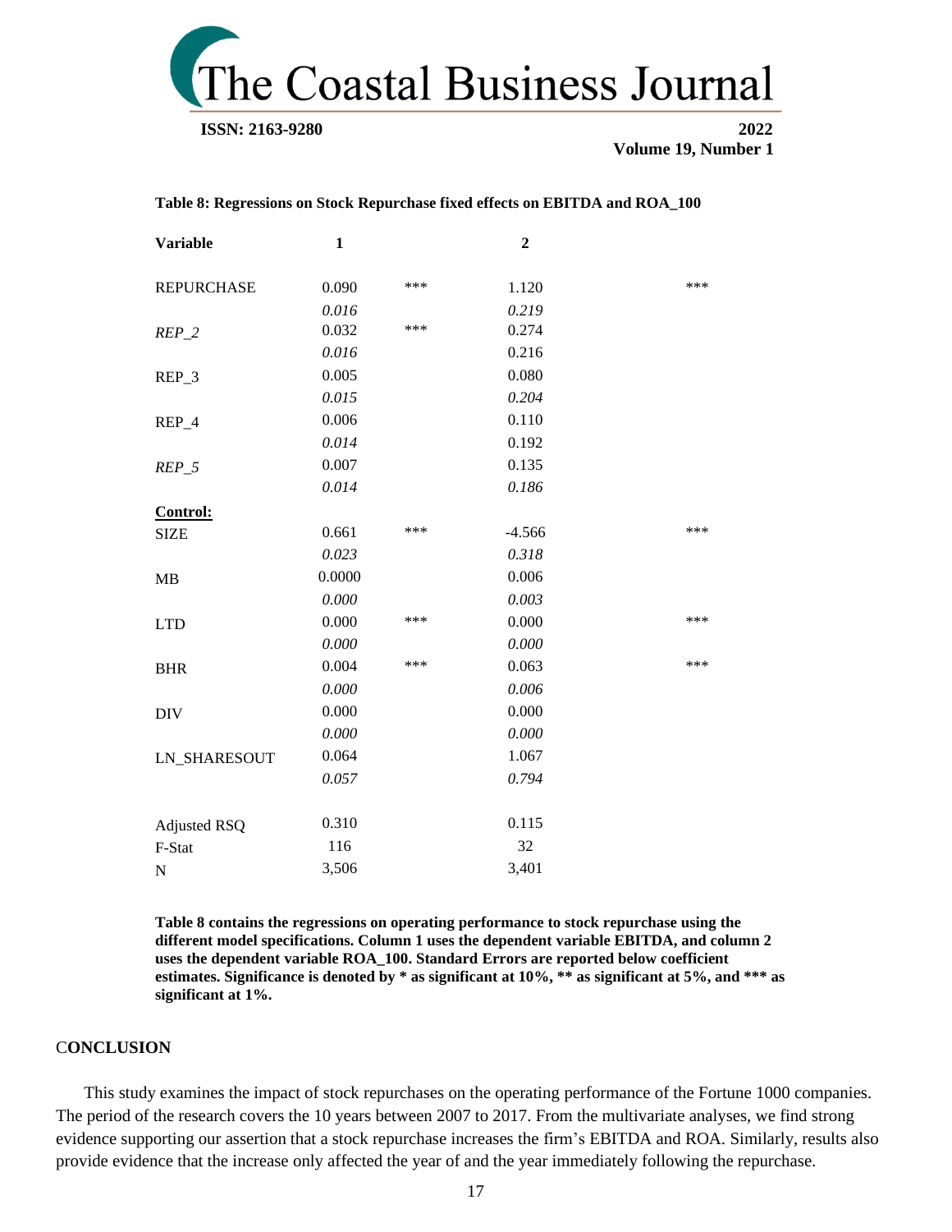**Table 8: Regressions on Stock Repurchase fixed effects on EBITDA and ROA_100**

| Variable | 1 | | 2 | |
|---|---|---|---|---|
| REPURCHASE | 0.090 | *** | 1.120 | *** |
| | *0.016* | | *0.219* | |
| *REP_2* | 0.032 | *** | 0.274 | |
| | *0.016* | | 0.216 | |
| REP_3 | 0.005 | | 0.080 | |
| | *0.015* | | *0.204* | |
| REP_4 | 0.006 | | 0.110 | |
| | *0.014* | | 0.192 | |
| *REP_5* | 0.007 | | 0.135 | |
| | *0.014* | | *0.186* | |
| **<u>Control:</u>** | | | | |
| SIZE | 0.661 | *** | -4.566 | *** |
| | *0.023* | | *0.318* | |
| MB | 0.0000 | | 0.006 | |
| | *0.000* | | *0.003* | |
| LTD | 0.000 | *** | 0.000 | *** |
| | *0.000* | | *0.000* | |
| BHR | 0.004 | *** | 0.063 | *** |
| | *0.000* | | *0.006* | |
| DIV | 0.000 | | 0.000 | |
| | *0.000* | | *0.000* | |
| LN_SHARESOUT | 0.064 | | 1.067 | |
| | *0.057* | | *0.794* | |
| Adjusted RSQ | 0.310 | | 0.115 | |
| F-Stat | 116 | | 32 | |
| N | 3,506 | | 3,401 | |

**Table 8 contains the regressions on operating performance to stock repurchase using the different model specifications. Column 1 uses the dependent variable EBITDA, and column 2 uses the dependent variable ROA_100. Standard Errors are reported below coefficient estimates. Significance is denoted by * as significant at 10%, ** as significant at 5%, and *** as significant at 1%.**

## CONCLUSION

This study examines the impact of stock repurchases on the operating performance of the Fortune 1000 companies. The period of the research covers the 10 years between 2007 to 2017. From the multivariate analyses, we find strong evidence supporting our assertion that a stock repurchase increases the firm's EBITDA and ROA. Similarly, results also provide evidence that the increase only affected the year of and the year immediately following the repurchase.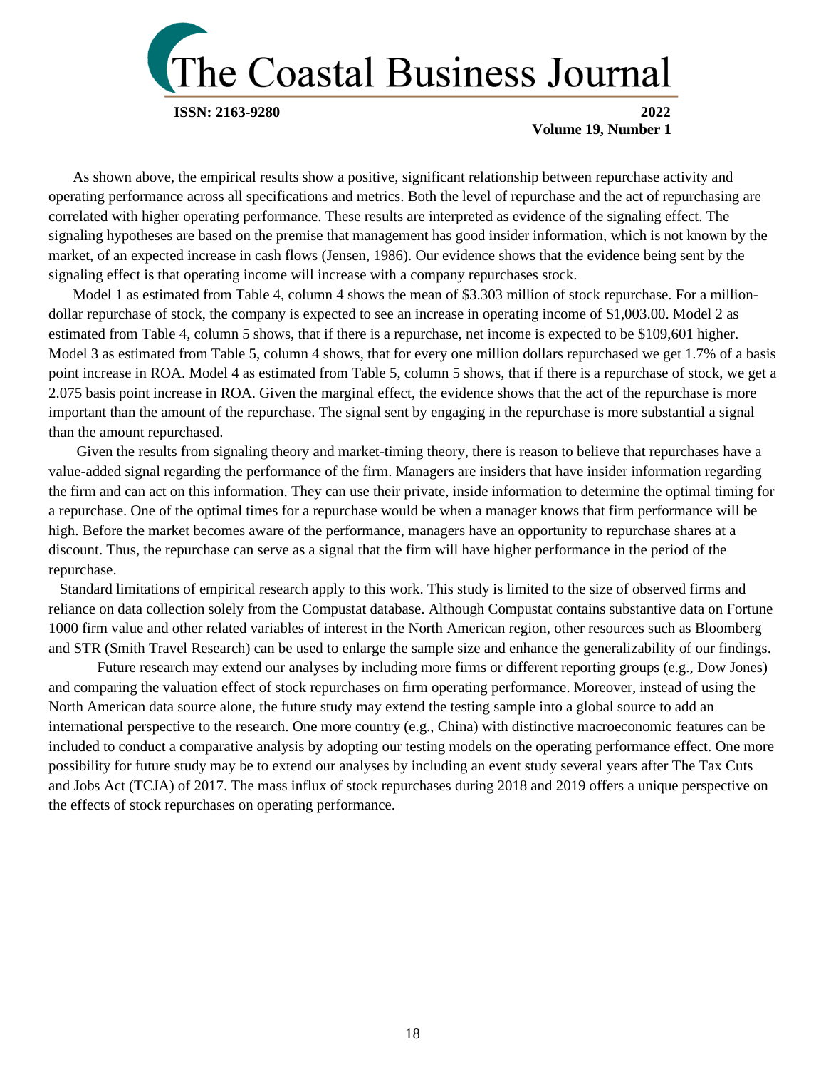As shown above, the empirical results show a positive, significant relationship between repurchase activity and operating performance across all specifications and metrics. Both the level of repurchase and the act of repurchasing are correlated with higher operating performance. These results are interpreted as evidence of the signaling effect. The signaling hypotheses are based on the premise that management has good insider information, which is not known by the market, of an expected increase in cash flows (Jensen, 1986). Our evidence shows that the evidence being sent by the signaling effect is that operating income will increase with a company repurchases stock.

Model 1 as estimated from Table 4, column 4 shows the mean of $3.303 million of stock repurchase. For a million-dollar repurchase of stock, the company is expected to see an increase in operating income of $1,003.00. Model 2 as estimated from Table 4, column 5 shows, that if there is a repurchase, net income is expected to be $109,601 higher. Model 3 as estimated from Table 5, column 4 shows, that for every one million dollars repurchased we get 1.7% of a basis point increase in ROA. Model 4 as estimated from Table 5, column 5 shows, that if there is a repurchase of stock, we get a 2.075 basis point increase in ROA. Given the marginal effect, the evidence shows that the act of the repurchase is more important than the amount of the repurchase. The signal sent by engaging in the repurchase is more substantial a signal than the amount repurchased.

Given the results from signaling theory and market-timing theory, there is reason to believe that repurchases have a value-added signal regarding the performance of the firm. Managers are insiders that have insider information regarding the firm and can act on this information. They can use their private, inside information to determine the optimal timing for a repurchase. One of the optimal times for a repurchase would be when a manager knows that firm performance will be high. Before the market becomes aware of the performance, managers have an opportunity to repurchase shares at a discount. Thus, the repurchase can serve as a signal that the firm will have higher performance in the period of the repurchase.

Standard limitations of empirical research apply to this work. This study is limited to the size of observed firms and reliance on data collection solely from the Compustat database. Although Compustat contains substantive data on Fortune 1000 firm value and other related variables of interest in the North American region, other resources such as Bloomberg and STR (Smith Travel Research) can be used to enlarge the sample size and enhance the generalizability of our findings.

Future research may extend our analyses by including more firms or different reporting groups (e.g., Dow Jones) and comparing the valuation effect of stock repurchases on firm operating performance. Moreover, instead of using the North American data source alone, the future study may extend the testing sample into a global source to add an international perspective to the research. One more country (e.g., China) with distinctive macroeconomic features can be included to conduct a comparative analysis by adopting our testing models on the operating performance effect. One more possibility for future study may be to extend our analyses by including an event study several years after The Tax Cuts and Jobs Act (TCJA) of 2017. The mass influx of stock repurchases during 2018 and 2019 offers a unique perspective on the effects of stock repurchases on operating performance.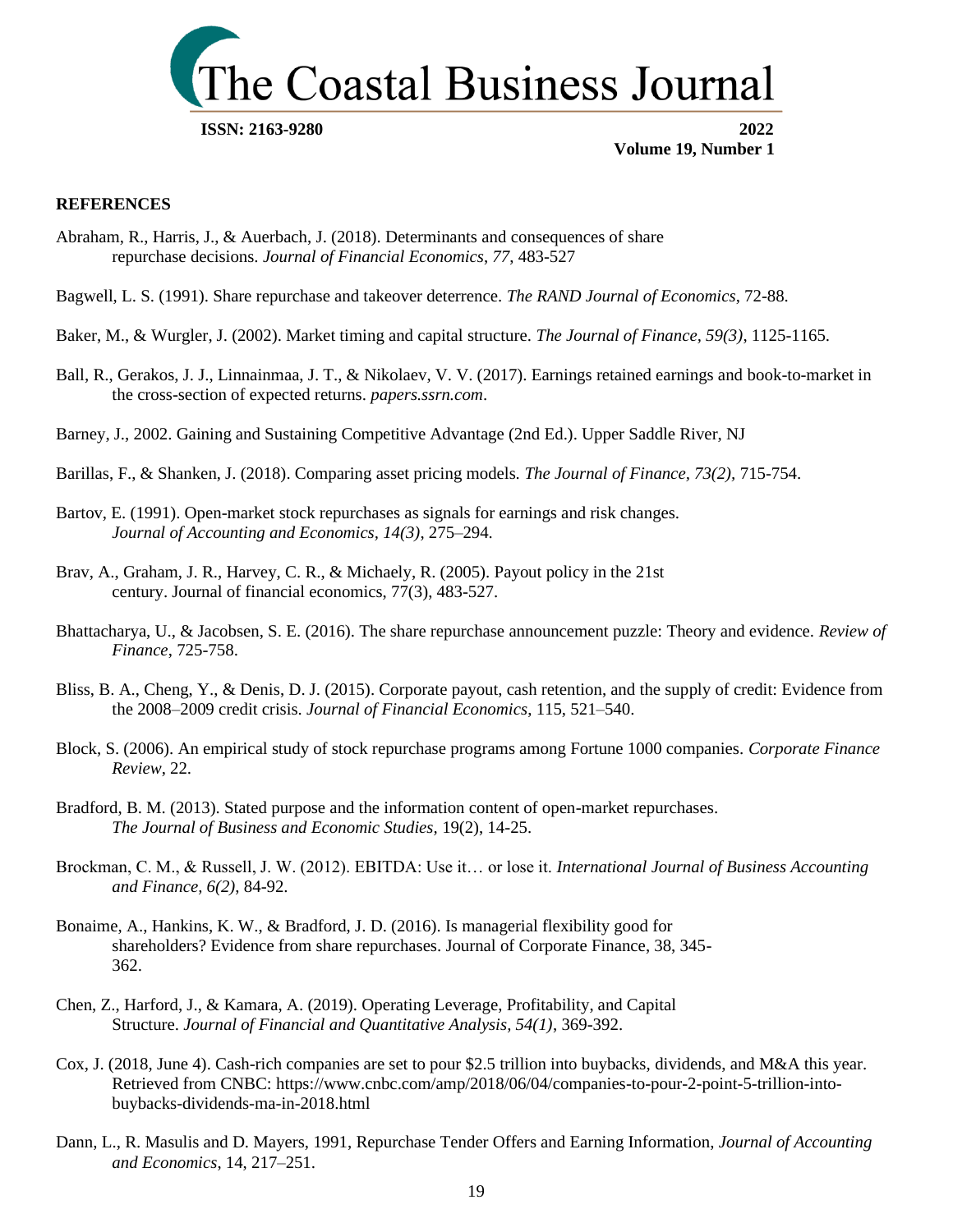## REFERENCES

Abraham, R., Harris, J., & Auerbach, J. (2018). Determinants and consequences of share repurchase decisions. *Journal of Financial Economics*, *77*, 483-527

Bagwell, L. S. (1991). Share repurchase and takeover deterrence. *The RAND Journal of Economics*, 72-88.

Baker, M., & Wurgler, J. (2002). Market timing and capital structure. *The Journal of Finance, 59(3)*, 1125-1165.

Ball, R., Gerakos, J. J., Linnainmaa, J. T., & Nikolaev, V. V. (2017). Earnings retained earnings and book-to-market in the cross-section of expected returns. *papers.ssrn.com*.

Barney, J., 2002. Gaining and Sustaining Competitive Advantage (2nd Ed.). Upper Saddle River, NJ

Barillas, F., & Shanken, J. (2018). Comparing asset pricing models. *The Journal of Finance*, *73(2)*, 715-754.

Bartov, E. (1991). Open-market stock repurchases as signals for earnings and risk changes. *Journal of Accounting and Economics, 14(3)*, 275–294.

Brav, A., Graham, J. R., Harvey, C. R., & Michaely, R. (2005). Payout policy in the 21st century. Journal of financial economics, 77(3), 483-527.

Bhattacharya, U., & Jacobsen, S. E. (2016). The share repurchase announcement puzzle: Theory and evidence. *Review of Finance*, 725-758.

Bliss, B. A., Cheng, Y., & Denis, D. J. (2015). Corporate payout, cash retention, and the supply of credit: Evidence from the 2008–2009 credit crisis. *Journal of Financial Economics*, 115, 521–540.

Block, S. (2006). An empirical study of stock repurchase programs among Fortune 1000 companies. *Corporate Finance Review*, 22.

Bradford, B. M. (2013). Stated purpose and the information content of open-market repurchases. *The Journal of Business and Economic Studies*, 19(2), 14-25.

Brockman, C. M., & Russell, J. W. (2012). EBITDA: Use it… or lose it. *International Journal of Business Accounting and Finance, 6(2)*, 84-92.

Bonaime, A., Hankins, K. W., & Bradford, J. D. (2016). Is managerial flexibility good for shareholders? Evidence from share repurchases. Journal of Corporate Finance, 38, 345-362.

Chen, Z., Harford, J., & Kamara, A. (2019). Operating Leverage, Profitability, and Capital Structure. *Journal of Financial and Quantitative Analysis, 54(1)*, 369-392.

Cox, J. (2018, June 4). Cash-rich companies are set to pour $2.5 trillion into buybacks, dividends, and M&A this year. Retrieved from CNBC: https://www.cnbc.com/amp/2018/06/04/companies-to-pour-2-point-5-trillion-into-buybacks-dividends-ma-in-2018.html

Dann, L., R. Masulis and D. Mayers, 1991, Repurchase Tender Offers and Earning Information, *Journal of Accounting and Economics*, 14, 217–251.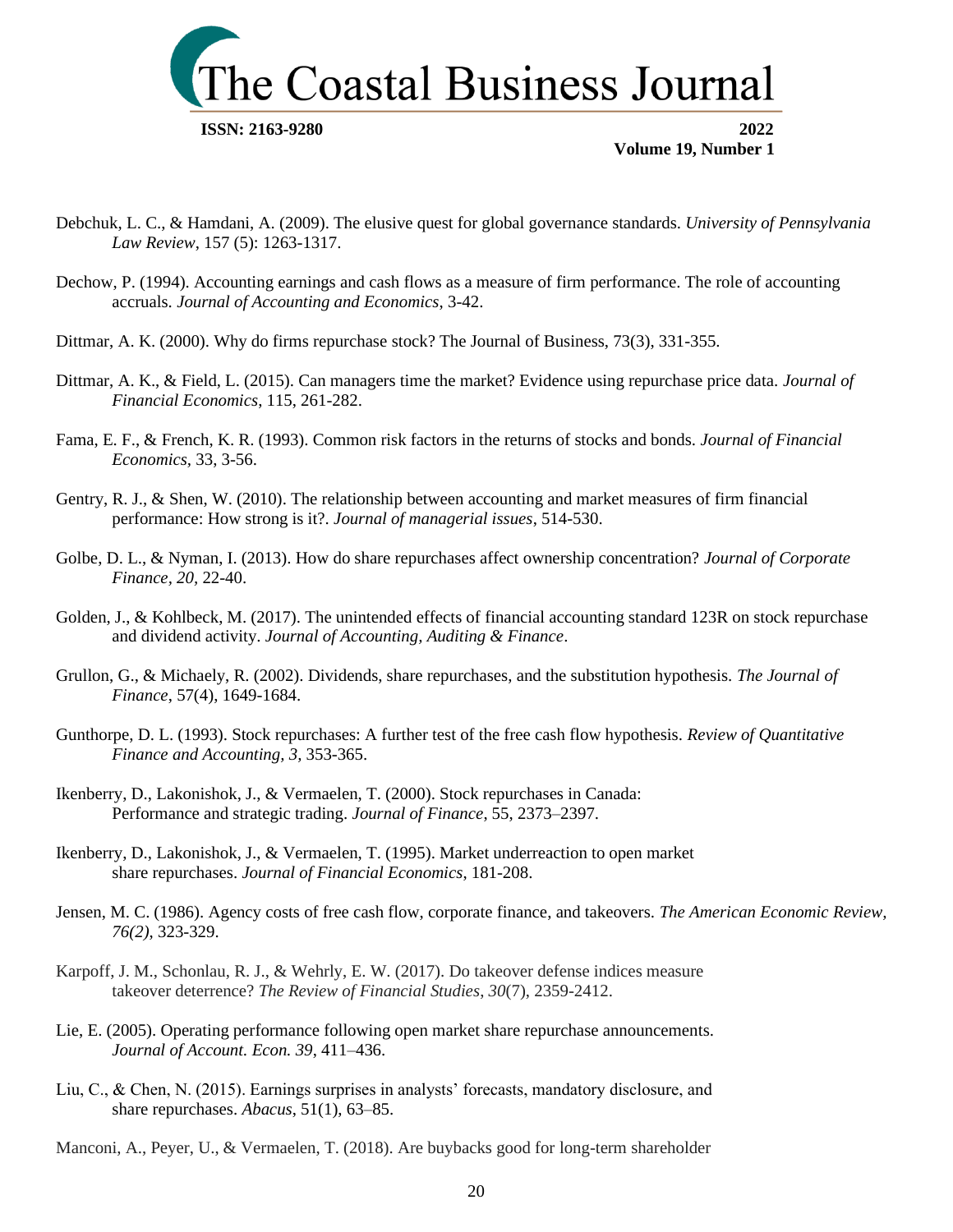Debchuk, L. C., & Hamdani, A. (2009). The elusive quest for global governance standards. *University of Pennsylvania Law Review*, 157 (5): 1263-1317.

Dechow, P. (1994). Accounting earnings and cash flows as a measure of firm performance. The role of accounting accruals. *Journal of Accounting and Economics*, 3-42.

Dittmar, A. K. (2000). Why do firms repurchase stock? The Journal of Business, 73(3), 331-355.

Dittmar, A. K., & Field, L. (2015). Can managers time the market? Evidence using repurchase price data. *Journal of Financial Economics*, 115, 261-282.

Fama, E. F., & French, K. R. (1993). Common risk factors in the returns of stocks and bonds. *Journal of Financial Economics*, 33, 3-56.

Gentry, R. J., & Shen, W. (2010). The relationship between accounting and market measures of firm financial performance: How strong is it?. *Journal of managerial issues*, 514-530.

Golbe, D. L., & Nyman, I. (2013). How do share repurchases affect ownership concentration? *Journal of Corporate Finance*, *20*, 22-40.

Golden, J., & Kohlbeck, M. (2017). The unintended effects of financial accounting standard 123R on stock repurchase and dividend activity. *Journal of Accounting, Auditing & Finance*.

Grullon, G., & Michaely, R. (2002). Dividends, share repurchases, and the substitution hypothesis. *The Journal of Finance*, 57(4), 1649-1684.

Gunthorpe, D. L. (1993). Stock repurchases: A further test of the free cash flow hypothesis. *Review of Quantitative Finance and Accounting, 3*, 353-365.

Ikenberry, D., Lakonishok, J., & Vermaelen, T. (2000). Stock repurchases in Canada: Performance and strategic trading. *Journal of Finance*, 55, 2373–2397.

Ikenberry, D., Lakonishok, J., & Vermaelen, T. (1995). Market underreaction to open market share repurchases. *Journal of Financial Economics*, 181-208.

Jensen, M. C. (1986). Agency costs of free cash flow, corporate finance, and takeovers. *The American Economic Review, 76(2)*, 323-329.

Karpoff, J. M., Schonlau, R. J., & Wehrly, E. W. (2017). Do takeover defense indices measure takeover deterrence? *The Review of Financial Studies*, *30*(7), 2359-2412.

Lie, E. (2005). Operating performance following open market share repurchase announcements. *Journal of Account. Econ. 39*, 411–436.

Liu, C., & Chen, N. (2015). Earnings surprises in analysts' forecasts, mandatory disclosure, and share repurchases. *Abacus*, 51(1), 63–85.

Manconi, A., Peyer, U., & Vermaelen, T. (2018). Are buybacks good for long-term shareholder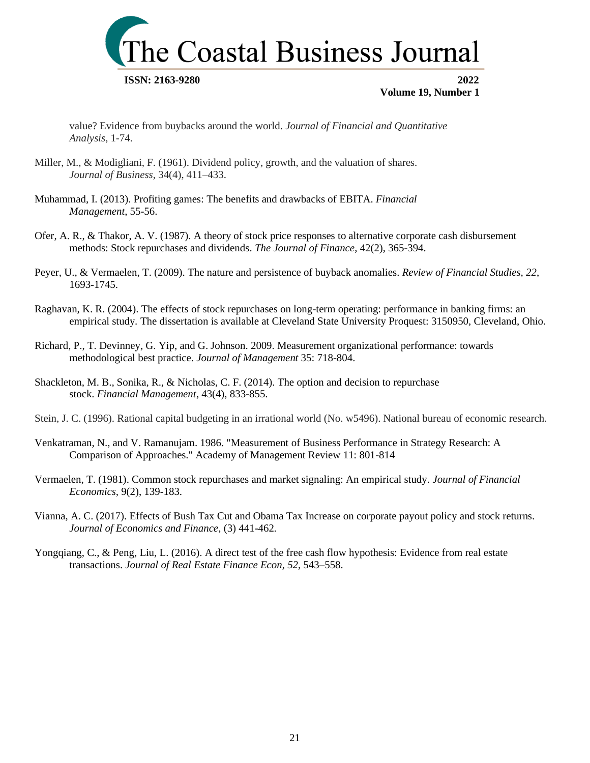value? Evidence from buybacks around the world. *Journal of Financial and Quantitative Analysis*, 1-74.

Miller, M., & Modigliani, F. (1961). Dividend policy, growth, and the valuation of shares. *Journal of Business*, 34(4), 411–433.

Muhammad, I. (2013). Profiting games: The benefits and drawbacks of EBITA. *Financial Management*, 55-56.

Ofer, A. R., & Thakor, A. V. (1987). A theory of stock price responses to alternative corporate cash disbursement methods: Stock repurchases and dividends. *The Journal of Finance*, 42(2), 365-394.

Peyer, U., & Vermaelen, T. (2009). The nature and persistence of buyback anomalies. *Review of Financial Studies*, *22*, 1693-1745.

Raghavan, K. R. (2004). The effects of stock repurchases on long-term operating: performance in banking firms: an empirical study. The dissertation is available at Cleveland State University Proquest: 3150950, Cleveland, Ohio.

Richard, P., T. Devinney, G. Yip, and G. Johnson. 2009. Measurement organizational performance: towards methodological best practice. *Journal of Management* 35: 718-804.

Shackleton, M. B., Sonika, R., & Nicholas, C. F. (2014). The option and decision to repurchase stock. *Financial Management*, 43(4), 833-855.

Stein, J. C. (1996). Rational capital budgeting in an irrational world (No. w5496). National bureau of economic research.

Venkatraman, N., and V. Ramanujam. 1986. "Measurement of Business Performance in Strategy Research: A Comparison of Approaches." Academy of Management Review 11: 801-814

Vermaelen, T. (1981). Common stock repurchases and market signaling: An empirical study. *Journal of Financial Economics*, 9(2), 139-183.

Vianna, A. C. (2017). Effects of Bush Tax Cut and Obama Tax Increase on corporate payout policy and stock returns. *Journal of Economics and Finance*, (3) 441-462.

Yongqiang, C., & Peng, Liu, L. (2016). A direct test of the free cash flow hypothesis: Evidence from real estate transactions. *Journal of Real Estate Finance Econ*, *52*, 543–558.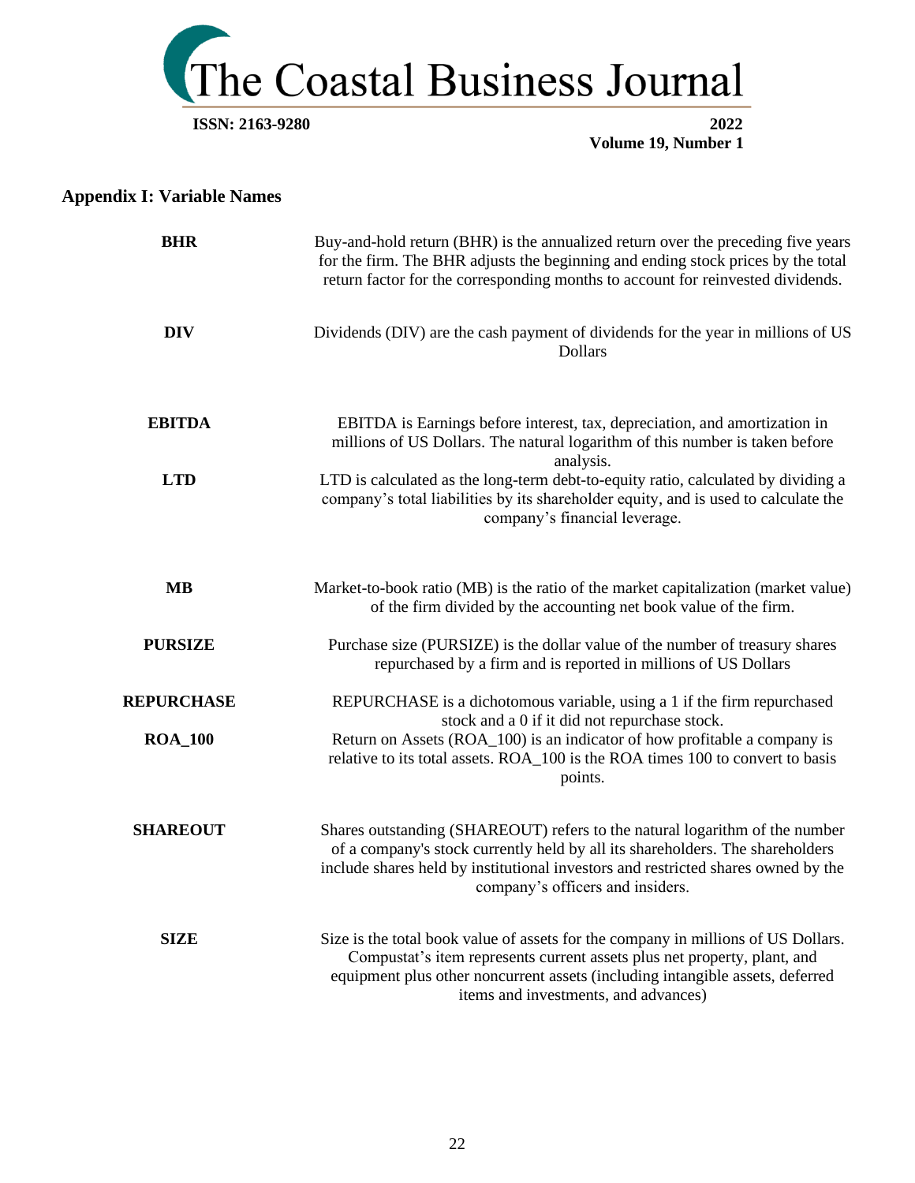## Appendix I: Variable Names

| | |
|---|---|
| **BHR** | Buy-and-hold return (BHR) is the annualized return over the preceding five years for the firm. The BHR adjusts the beginning and ending stock prices by the total return factor for the corresponding months to account for reinvested dividends. |
| **DIV** | Dividends (DIV) are the cash payment of dividends for the year in millions of US Dollars |
| **EBITDA** | EBITDA is Earnings before interest, tax, depreciation, and amortization in millions of US Dollars. The natural logarithm of this number is taken before analysis. |
| **LTD** | LTD is calculated as the long-term debt-to-equity ratio, calculated by dividing a company's total liabilities by its shareholder equity, and is used to calculate the company's financial leverage. |
| **MB** | Market-to-book ratio (MB) is the ratio of the market capitalization (market value) of the firm divided by the accounting net book value of the firm. |
| **PURSIZE** | Purchase size (PURSIZE) is the dollar value of the number of treasury shares repurchased by a firm and is reported in millions of US Dollars |
| **REPURCHASE** | REPURCHASE is a dichotomous variable, using a 1 if the firm repurchased stock and a 0 if it did not repurchase stock. |
| **ROA_100** | Return on Assets (ROA_100) is an indicator of how profitable a company is relative to its total assets. ROA_100 is the ROA times 100 to convert to basis points. |
| **SHAREOUT** | Shares outstanding (SHAREOUT) refers to the natural logarithm of the number of a company's stock currently held by all its shareholders. The shareholders include shares held by institutional investors and restricted shares owned by the company's officers and insiders. |
| **SIZE** | Size is the total book value of assets for the company in millions of US Dollars. Compustat's item represents current assets plus net property, plant, and equipment plus other noncurrent assets (including intangible assets, deferred items and investments, and advances) |